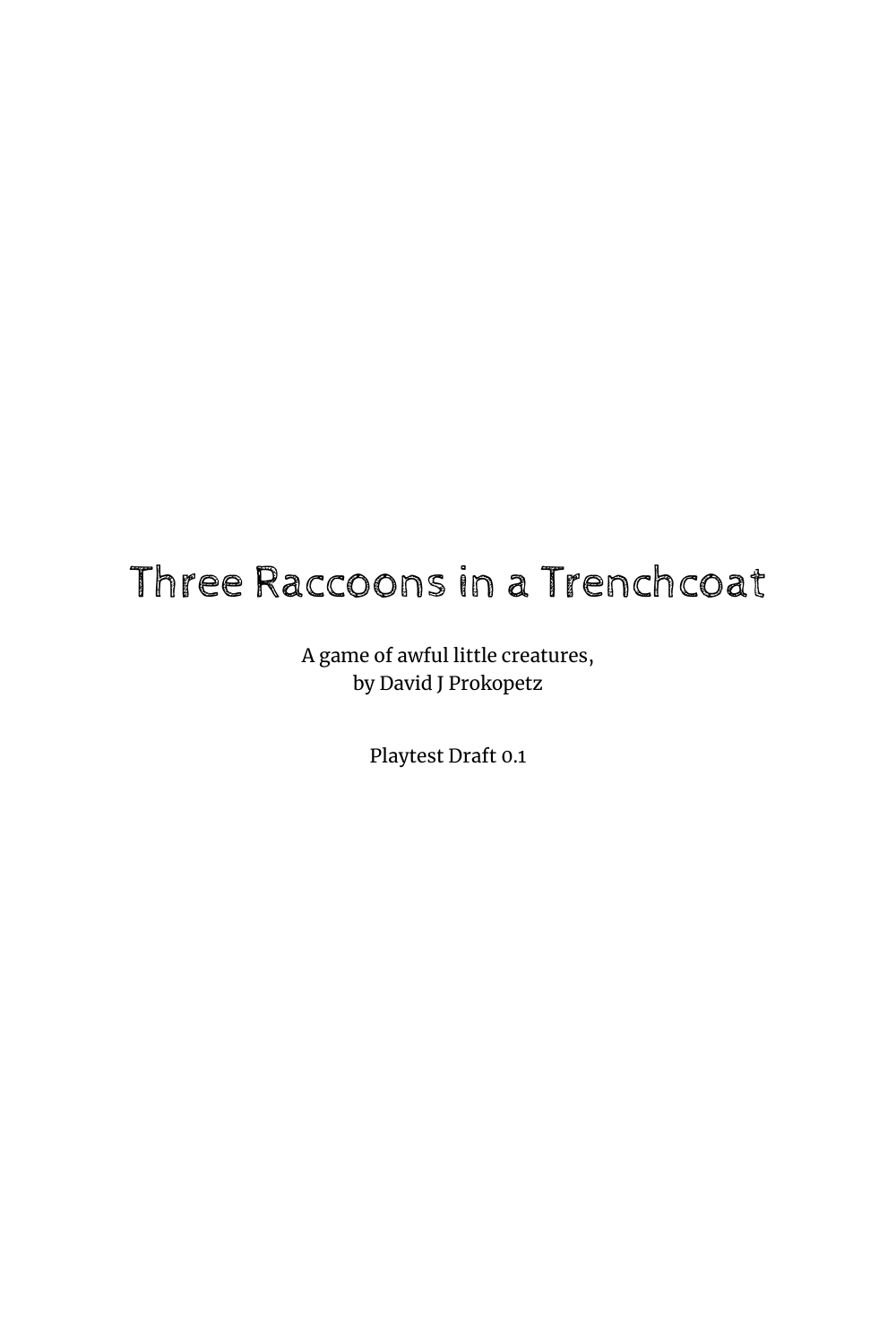# Three Raccoons in a Trenchcoat

A game of awful little creatures,
by David J Prokopetz

Playtest Draft 0.1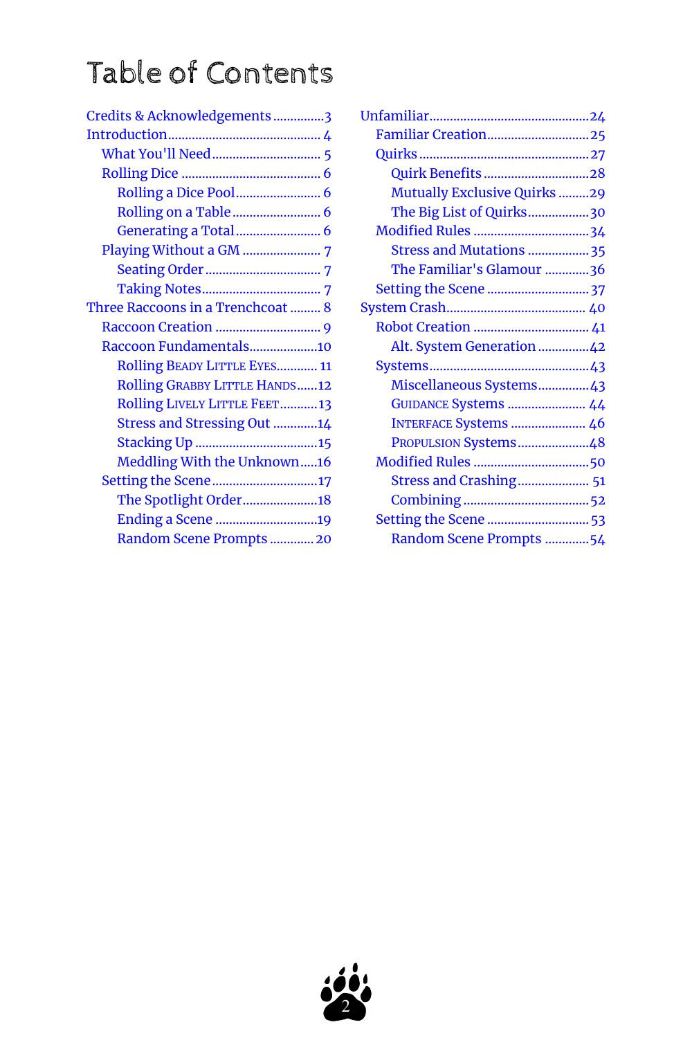# Table of Contents

- Credits & Acknowledgements ..... 3
- Introduction ..... 4
  - What You'll Need ..... 5
  - Rolling Dice ..... 6
    - Rolling a Dice Pool ..... 6
    - Rolling on a Table ..... 6
    - Generating a Total ..... 6
  - Playing Without a GM ..... 7
    - Seating Order ..... 7
    - Taking Notes ..... 7
- Three Raccoons in a Trenchcoat ..... 8
  - Raccoon Creation ..... 9
  - Raccoon Fundamentals ..... 10
    - Rolling Beady Little Eyes ..... 11
    - Rolling Grabby Little Hands ..... 12
    - Rolling Lively Little Feet ..... 13
    - Stress and Stressing Out ..... 14
    - Stacking Up ..... 15
    - Meddling With the Unknown ..... 16
  - Setting the Scene ..... 17
    - The Spotlight Order ..... 18
    - Ending a Scene ..... 19
    - Random Scene Prompts ..... 20
- Unfamiliar ..... 24
  - Familiar Creation ..... 25
  - Quirks ..... 27
    - Quirk Benefits ..... 28
    - Mutually Exclusive Quirks ..... 29
    - The Big List of Quirks ..... 30
  - Modified Rules ..... 34
    - Stress and Mutations ..... 35
    - The Familiar's Glamour ..... 36
  - Setting the Scene ..... 37
- System Crash ..... 40
  - Robot Creation ..... 41
    - Alt. System Generation ..... 42
  - Systems ..... 43
    - Miscellaneous Systems ..... 43
    - Guidance Systems ..... 44
    - Interface Systems ..... 46
    - Propulsion Systems ..... 48
  - Modified Rules ..... 50
    - Stress and Crashing ..... 51
    - Combining ..... 52
  - Setting the Scene ..... 53
    - Random Scene Prompts ..... 54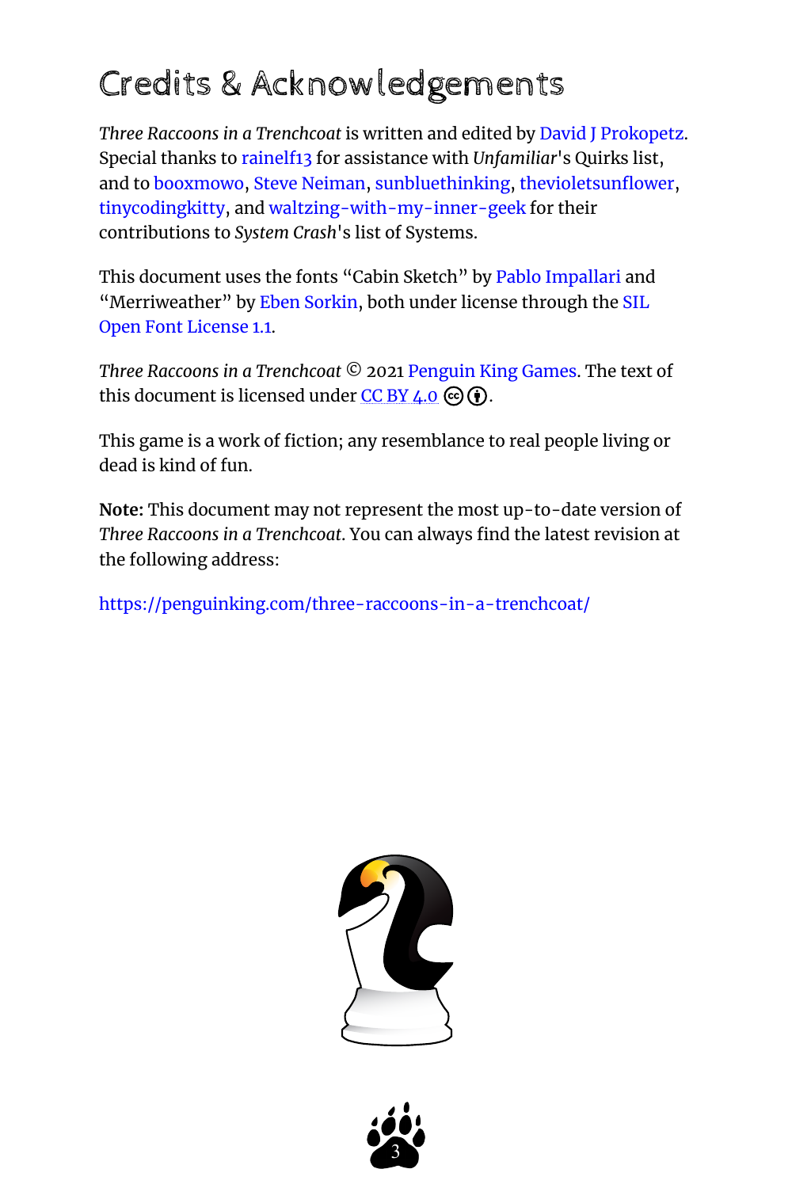# Credits & Acknowledgements

*Three Raccoons in a Trenchcoat* is written and edited by David J Prokopetz. Special thanks to rainelf13 for assistance with *Unfamiliar*'s Quirks list, and to booxmowo, Steve Neiman, sunbluethinking, thevioletsunflower, tinycodingkitty, and waltzing-with-my-inner-geek for their contributions to *System Crash*'s list of Systems.

This document uses the fonts "Cabin Sketch" by Pablo Impallari and "Merriweather" by Eben Sorkin, both under license through the SIL Open Font License 1.1.

*Three Raccoons in a Trenchcoat* © 2021 Penguin King Games. The text of this document is licensed under CC BY 4.0.

This game is a work of fiction; any resemblance to real people living or dead is kind of fun.

**Note:** This document may not represent the most up-to-date version of *Three Raccoons in a Trenchcoat*. You can always find the latest revision at the following address:

https://penguinking.com/three-raccoons-in-a-trenchcoat/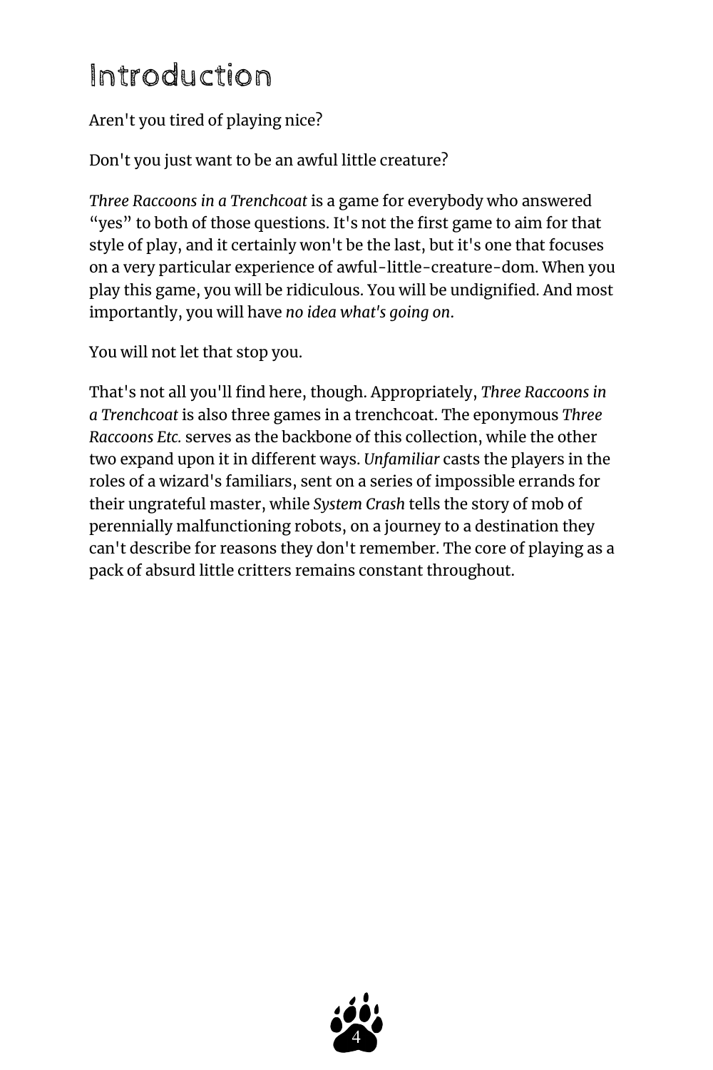# Introduction

Aren't you tired of playing nice?

Don't you just want to be an awful little creature?

*Three Raccoons in a Trenchcoat* is a game for everybody who answered "yes" to both of those questions. It's not the first game to aim for that style of play, and it certainly won't be the last, but it's one that focuses on a very particular experience of awful-little-creature-dom. When you play this game, you will be ridiculous. You will be undignified. And most importantly, you will have *no idea what's going on*.

You will not let that stop you.

That's not all you'll find here, though. Appropriately, *Three Raccoons in a Trenchcoat* is also three games in a trenchcoat. The eponymous *Three Raccoons Etc.* serves as the backbone of this collection, while the other two expand upon it in different ways. *Unfamiliar* casts the players in the roles of a wizard's familiars, sent on a series of impossible errands for their ungrateful master, while *System Crash* tells the story of mob of perennially malfunctioning robots, on a journey to a destination they can't describe for reasons they don't remember. The core of playing as a pack of absurd little critters remains constant throughout.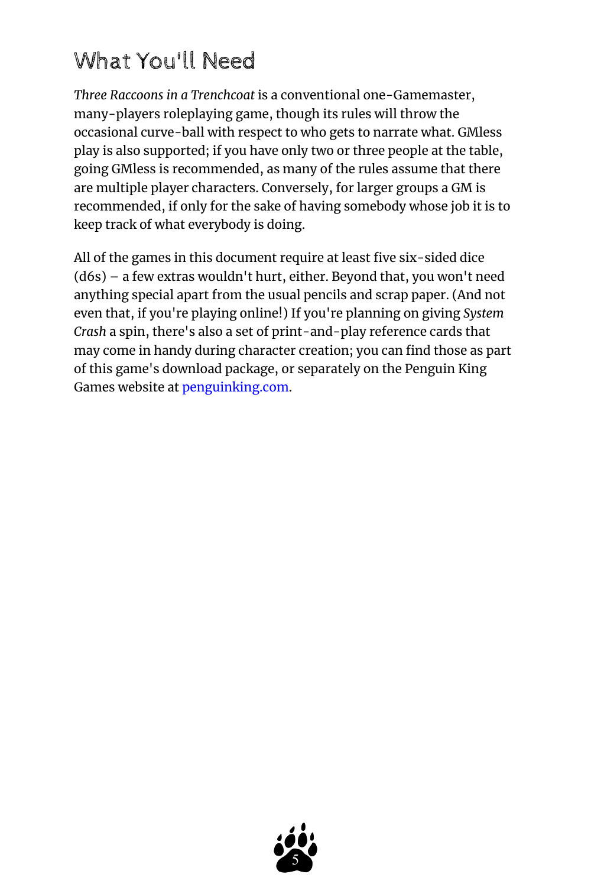## What You'll Need

*Three Raccoons in a Trenchcoat* is a conventional one-Gamemaster, many-players roleplaying game, though its rules will throw the occasional curve-ball with respect to who gets to narrate what. GMless play is also supported; if you have only two or three people at the table, going GMless is recommended, as many of the rules assume that there are multiple player characters. Conversely, for larger groups a GM is recommended, if only for the sake of having somebody whose job it is to keep track of what everybody is doing.

All of the games in this document require at least five six-sided dice (d6s) – a few extras wouldn't hurt, either. Beyond that, you won't need anything special apart from the usual pencils and scrap paper. (And not even that, if you're playing online!) If you're planning on giving *System Crash* a spin, there's also a set of print-and-play reference cards that may come in handy during character creation; you can find those as part of this game's download package, or separately on the Penguin King Games website at penguinking.com.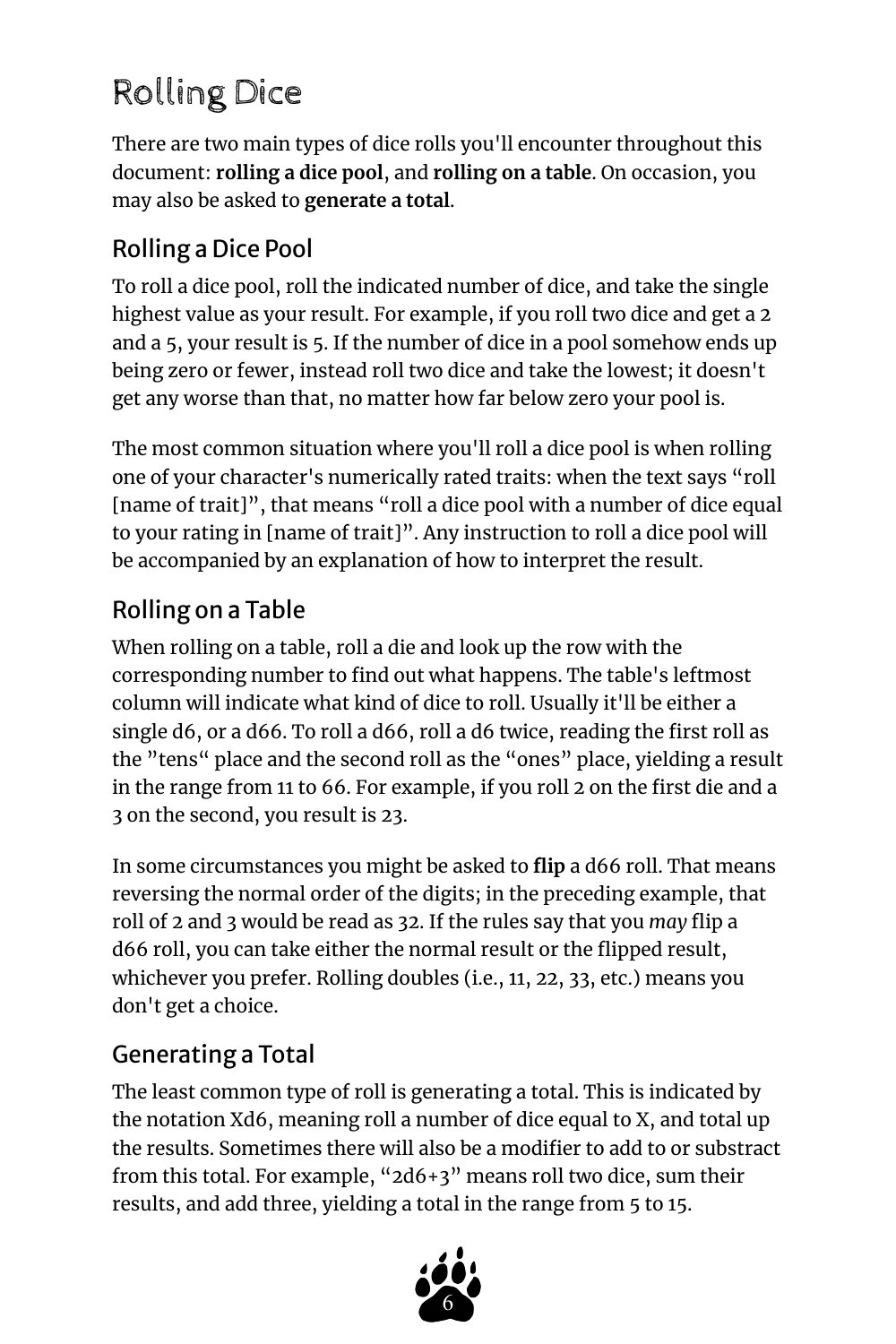# Rolling Dice

There are two main types of dice rolls you'll encounter throughout this document: **rolling a dice pool**, and **rolling on a table**. On occasion, you may also be asked to **generate a total**.

## Rolling a Dice Pool

To roll a dice pool, roll the indicated number of dice, and take the single highest value as your result. For example, if you roll two dice and get a 2 and a 5, your result is 5. If the number of dice in a pool somehow ends up being zero or fewer, instead roll two dice and take the lowest; it doesn't get any worse than that, no matter how far below zero your pool is.

The most common situation where you'll roll a dice pool is when rolling one of your character's numerically rated traits: when the text says "roll [name of trait]", that means "roll a dice pool with a number of dice equal to your rating in [name of trait]". Any instruction to roll a dice pool will be accompanied by an explanation of how to interpret the result.

## Rolling on a Table

When rolling on a table, roll a die and look up the row with the corresponding number to find out what happens. The table's leftmost column will indicate what kind of dice to roll. Usually it'll be either a single d6, or a d66. To roll a d66, roll a d6 twice, reading the first roll as the "tens" place and the second roll as the "ones" place, yielding a result in the range from 11 to 66. For example, if you roll 2 on the first die and a 3 on the second, you result is 23.

In some circumstances you might be asked to **flip** a d66 roll. That means reversing the normal order of the digits; in the preceding example, that roll of 2 and 3 would be read as 32. If the rules say that you *may* flip a d66 roll, you can take either the normal result or the flipped result, whichever you prefer. Rolling doubles (i.e., 11, 22, 33, etc.) means you don't get a choice.

## Generating a Total

The least common type of roll is generating a total. This is indicated by the notation Xd6, meaning roll a number of dice equal to X, and total up the results. Sometimes there will also be a modifier to add to or substract from this total. For example, "2d6+3" means roll two dice, sum their results, and add three, yielding a total in the range from 5 to 15.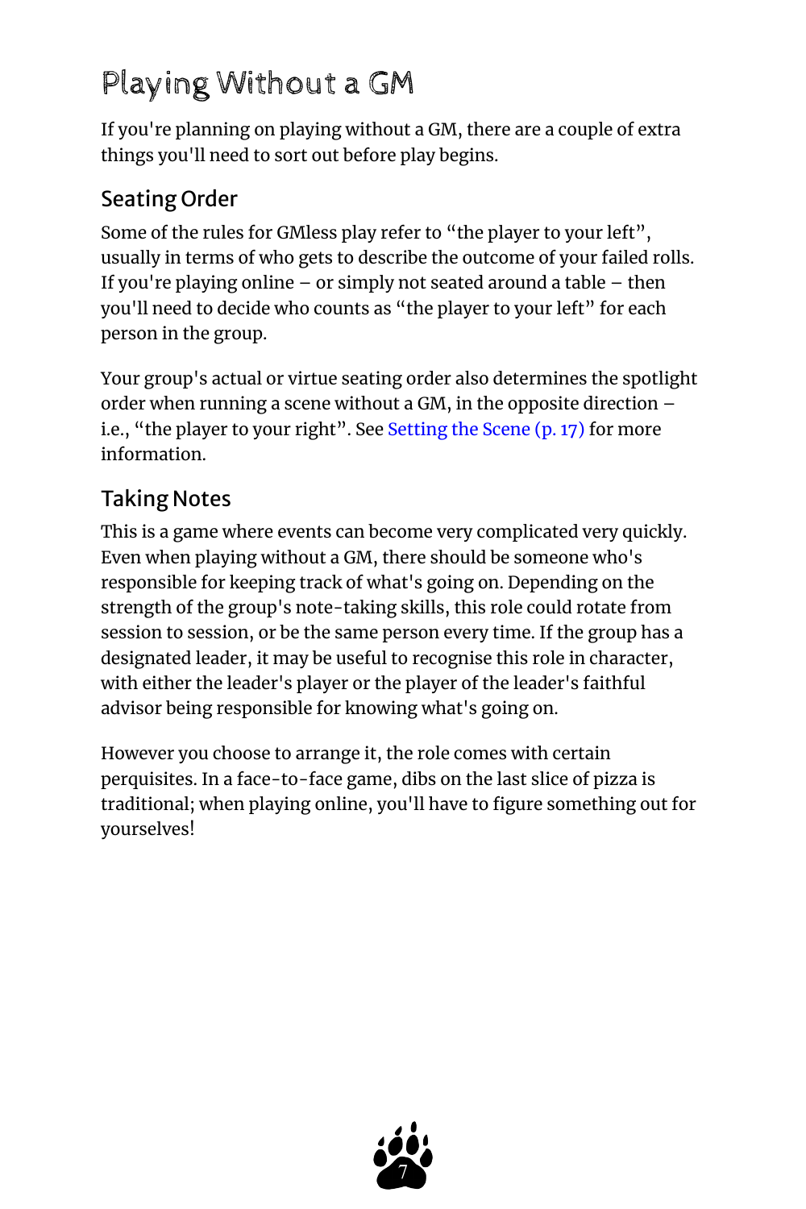# Playing Without a GM

If you're planning on playing without a GM, there are a couple of extra things you'll need to sort out before play begins.

## Seating Order

Some of the rules for GMless play refer to "the player to your left", usually in terms of who gets to describe the outcome of your failed rolls. If you're playing online – or simply not seated around a table – then you'll need to decide who counts as "the player to your left" for each person in the group.

Your group's actual or virtue seating order also determines the spotlight order when running a scene without a GM, in the opposite direction – i.e., "the player to your right". See Setting the Scene (p. 17) for more information.

## Taking Notes

This is a game where events can become very complicated very quickly. Even when playing without a GM, there should be someone who's responsible for keeping track of what's going on. Depending on the strength of the group's note-taking skills, this role could rotate from session to session, or be the same person every time. If the group has a designated leader, it may be useful to recognise this role in character, with either the leader's player or the player of the leader's faithful advisor being responsible for knowing what's going on.

However you choose to arrange it, the role comes with certain perquisites. In a face-to-face game, dibs on the last slice of pizza is traditional; when playing online, you'll have to figure something out for yourselves!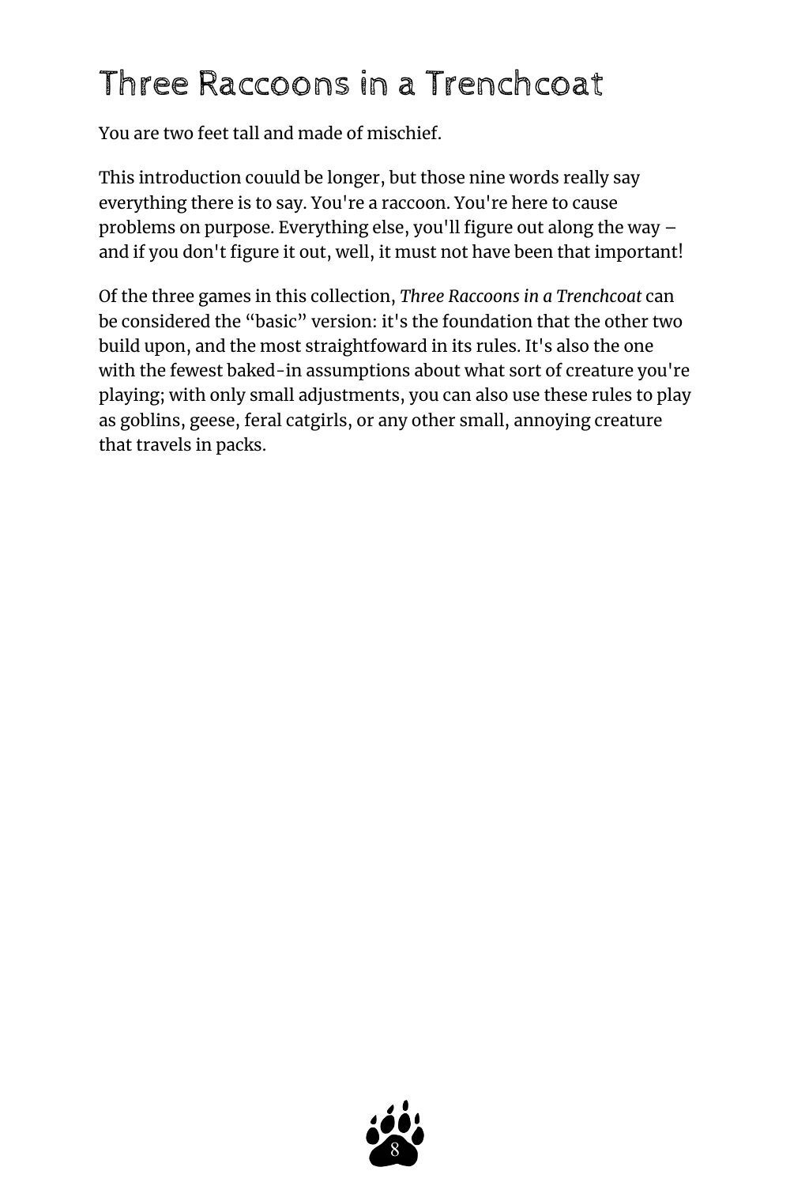# Three Raccoons in a Trenchcoat

You are two feet tall and made of mischief.

This introduction couuld be longer, but those nine words really say everything there is to say. You're a raccoon. You're here to cause problems on purpose. Everything else, you'll figure out along the way – and if you don't figure it out, well, it must not have been that important!

Of the three games in this collection, *Three Raccoons in a Trenchcoat* can be considered the "basic" version: it's the foundation that the other two build upon, and the most straightfoward in its rules. It's also the one with the fewest baked-in assumptions about what sort of creature you're playing; with only small adjustments, you can also use these rules to play as goblins, geese, feral catgirls, or any other small, annoying creature that travels in packs.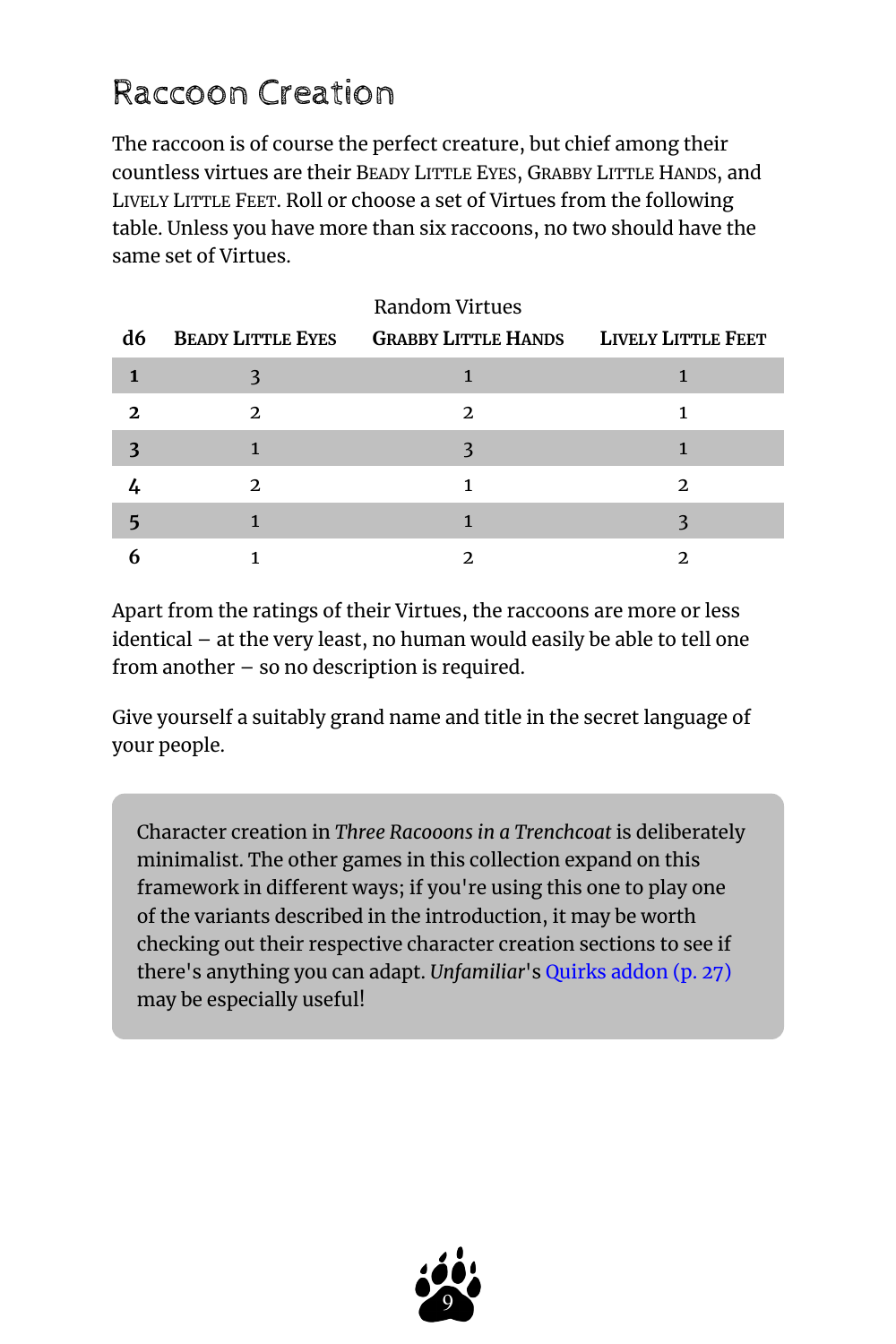## Raccoon Creation

The raccoon is of course the perfect creature, but chief among their countless virtues are their Beady Little Eyes, Grabby Little Hands, and Lively Little Feet. Roll or choose a set of Virtues from the following table. Unless you have more than six raccoons, no two should have the same set of Virtues.

Random Virtues

| d6 | Beady Little Eyes | Grabby Little Hands | Lively Little Feet |
|---|---|---|---|
| **1** | 3 | 1 | 1 |
| **2** | 2 | 2 | 1 |
| **3** | 1 | 3 | 1 |
| **4** | 2 | 1 | 2 |
| **5** | 1 | 1 | 3 |
| **6** | 1 | 2 | 2 |

Apart from the ratings of their Virtues, the raccoons are more or less identical – at the very least, no human would easily be able to tell one from another – so no description is required.

Give yourself a suitably grand name and title in the secret language of your people.

> Character creation in *Three Racooons in a Trenchcoat* is deliberately minimalist. The other games in this collection expand on this framework in different ways; if you're using this one to play one of the variants described in the introduction, it may be worth checking out their respective character creation sections to see if there's anything you can adapt. *Unfamiliar*'s Quirks addon (p. 27) may be especially useful!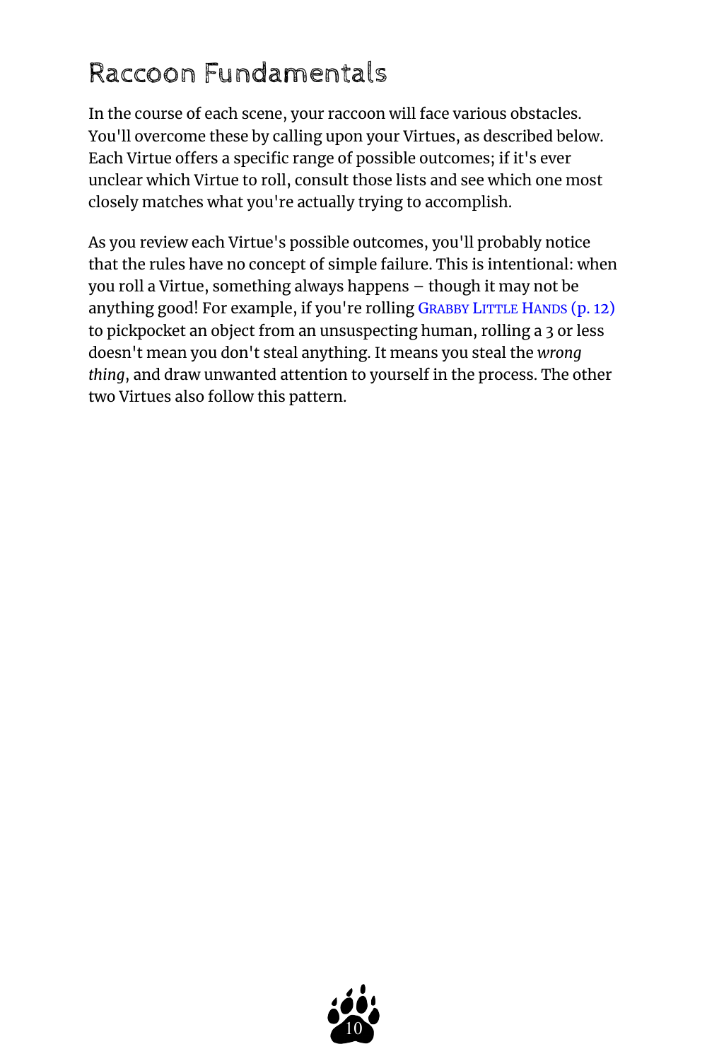## Raccoon Fundamentals

In the course of each scene, your raccoon will face various obstacles. You'll overcome these by calling upon your Virtues, as described below. Each Virtue offers a specific range of possible outcomes; if it's ever unclear which Virtue to roll, consult those lists and see which one most closely matches what you're actually trying to accomplish.

As you review each Virtue's possible outcomes, you'll probably notice that the rules have no concept of simple failure. This is intentional: when you roll a Virtue, something always happens – though it may not be anything good! For example, if you're rolling Grabby Little Hands (p. 12) to pickpocket an object from an unsuspecting human, rolling a 3 or less doesn't mean you don't steal anything. It means you steal the *wrong thing*, and draw unwanted attention to yourself in the process. The other two Virtues also follow this pattern.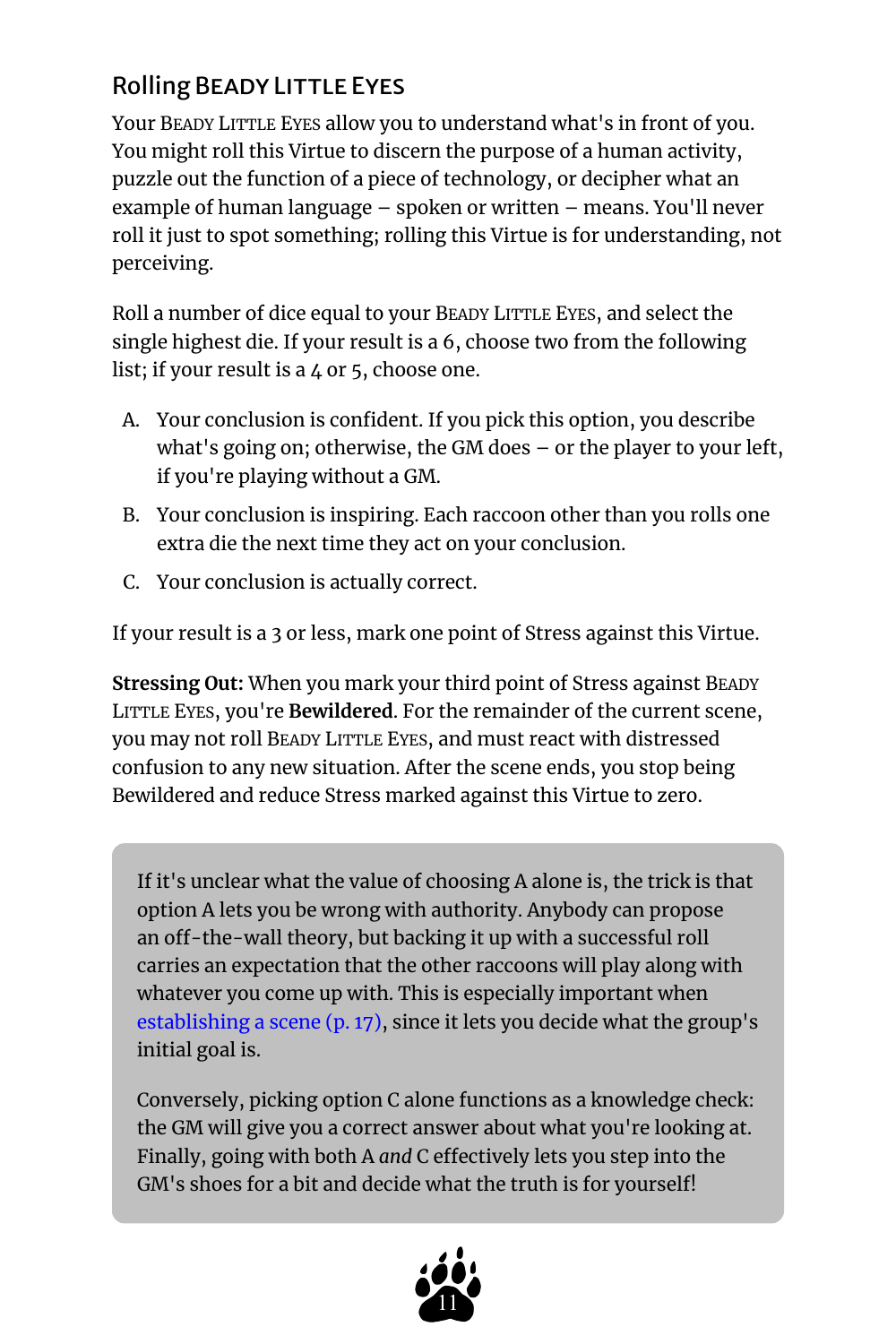## Rolling Beady Little Eyes

Your Beady Little Eyes allow you to understand what's in front of you. You might roll this Virtue to discern the purpose of a human activity, puzzle out the function of a piece of technology, or decipher what an example of human language – spoken or written – means. You'll never roll it just to spot something; rolling this Virtue is for understanding, not perceiving.

Roll a number of dice equal to your Beady Little Eyes, and select the single highest die. If your result is a 6, choose two from the following list; if your result is a 4 or 5, choose one.

A. Your conclusion is confident. If you pick this option, you describe what's going on; otherwise, the GM does – or the player to your left, if you're playing without a GM.

B. Your conclusion is inspiring. Each raccoon other than you rolls one extra die the next time they act on your conclusion.

C. Your conclusion is actually correct.

If your result is a 3 or less, mark one point of Stress against this Virtue.

**Stressing Out:** When you mark your third point of Stress against Beady Little Eyes, you're **Bewildered**. For the remainder of the current scene, you may not roll Beady Little Eyes, and must react with distressed confusion to any new situation. After the scene ends, you stop being Bewildered and reduce Stress marked against this Virtue to zero.

> If it's unclear what the value of choosing A alone is, the trick is that option A lets you be wrong with authority. Anybody can propose an off-the-wall theory, but backing it up with a successful roll carries an expectation that the other raccoons will play along with whatever you come up with. This is especially important when establishing a scene (p. 17), since it lets you decide what the group's initial goal is.
>
> Conversely, picking option C alone functions as a knowledge check: the GM will give you a correct answer about what you're looking at. Finally, going with both A *and* C effectively lets you step into the GM's shoes for a bit and decide what the truth is for yourself!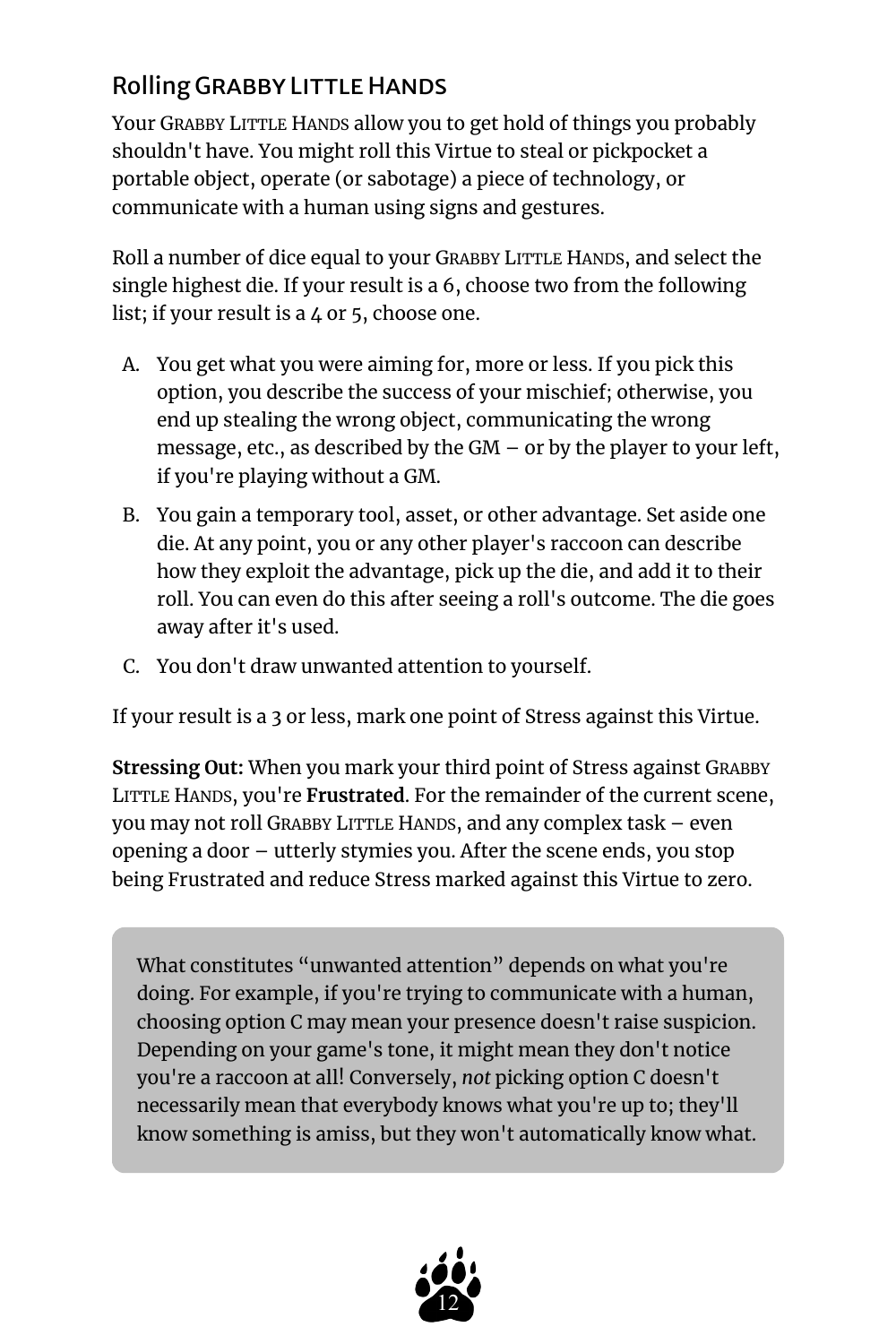## Rolling Grabby Little Hands

Your Grabby Little Hands allow you to get hold of things you probably shouldn't have. You might roll this Virtue to steal or pickpocket a portable object, operate (or sabotage) a piece of technology, or communicate with a human using signs and gestures.

Roll a number of dice equal to your Grabby Little Hands, and select the single highest die. If your result is a 6, choose two from the following list; if your result is a 4 or 5, choose one.

A. You get what you were aiming for, more or less. If you pick this option, you describe the success of your mischief; otherwise, you end up stealing the wrong object, communicating the wrong message, etc., as described by the GM – or by the player to your left, if you're playing without a GM.
B. You gain a temporary tool, asset, or other advantage. Set aside one die. At any point, you or any other player's raccoon can describe how they exploit the advantage, pick up the die, and add it to their roll. You can even do this after seeing a roll's outcome. The die goes away after it's used.
C. You don't draw unwanted attention to yourself.

If your result is a 3 or less, mark one point of Stress against this Virtue.

**Stressing Out:** When you mark your third point of Stress against Grabby Little Hands, you're **Frustrated**. For the remainder of the current scene, you may not roll Grabby Little Hands, and any complex task – even opening a door – utterly stymies you. After the scene ends, you stop being Frustrated and reduce Stress marked against this Virtue to zero.

> What constitutes "unwanted attention" depends on what you're doing. For example, if you're trying to communicate with a human, choosing option C may mean your presence doesn't raise suspicion. Depending on your game's tone, it might mean they don't notice you're a raccoon at all! Conversely, *not* picking option C doesn't necessarily mean that everybody knows what you're up to; they'll know something is amiss, but they won't automatically know what.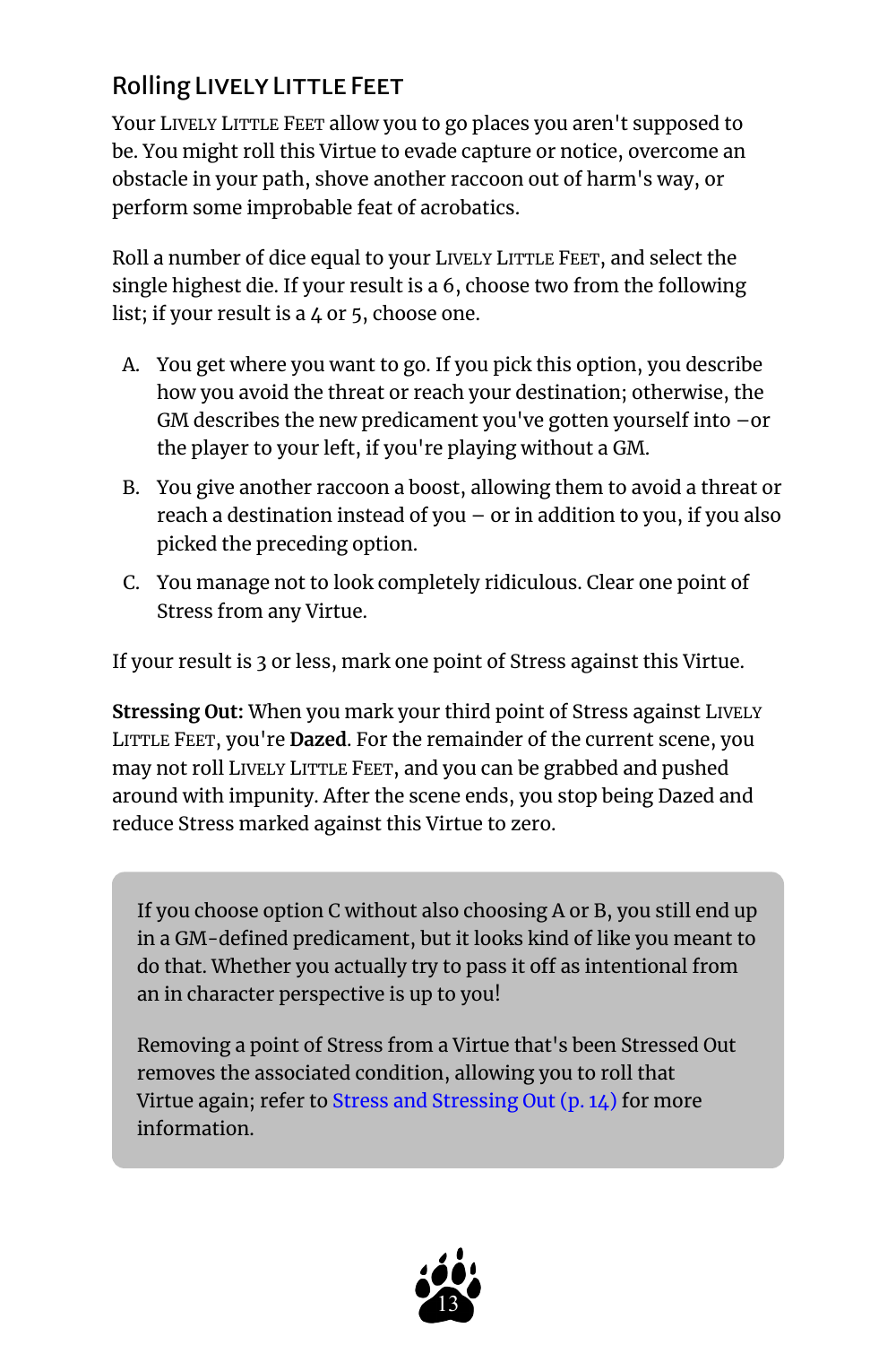## Rolling Lively Little Feet

Your Lively Little Feet allow you to go places you aren't supposed to be. You might roll this Virtue to evade capture or notice, overcome an obstacle in your path, shove another raccoon out of harm's way, or perform some improbable feat of acrobatics.

Roll a number of dice equal to your Lively Little Feet, and select the single highest die. If your result is a 6, choose two from the following list; if your result is a 4 or 5, choose one.

A. You get where you want to go. If you pick this option, you describe how you avoid the threat or reach your destination; otherwise, the GM describes the new predicament you've gotten yourself into –or the player to your left, if you're playing without a GM.

B. You give another raccoon a boost, allowing them to avoid a threat or reach a destination instead of you – or in addition to you, if you also picked the preceding option.

C. You manage not to look completely ridiculous. Clear one point of Stress from any Virtue.

If your result is 3 or less, mark one point of Stress against this Virtue.

**Stressing Out:** When you mark your third point of Stress against Lively Little Feet, you're **Dazed**. For the remainder of the current scene, you may not roll Lively Little Feet, and you can be grabbed and pushed around with impunity. After the scene ends, you stop being Dazed and reduce Stress marked against this Virtue to zero.

> If you choose option C without also choosing A or B, you still end up in a GM-defined predicament, but it looks kind of like you meant to do that. Whether you actually try to pass it off as intentional from an in character perspective is up to you!
>
> Removing a point of Stress from a Virtue that's been Stressed Out removes the associated condition, allowing you to roll that Virtue again; refer to Stress and Stressing Out (p. 14) for more information.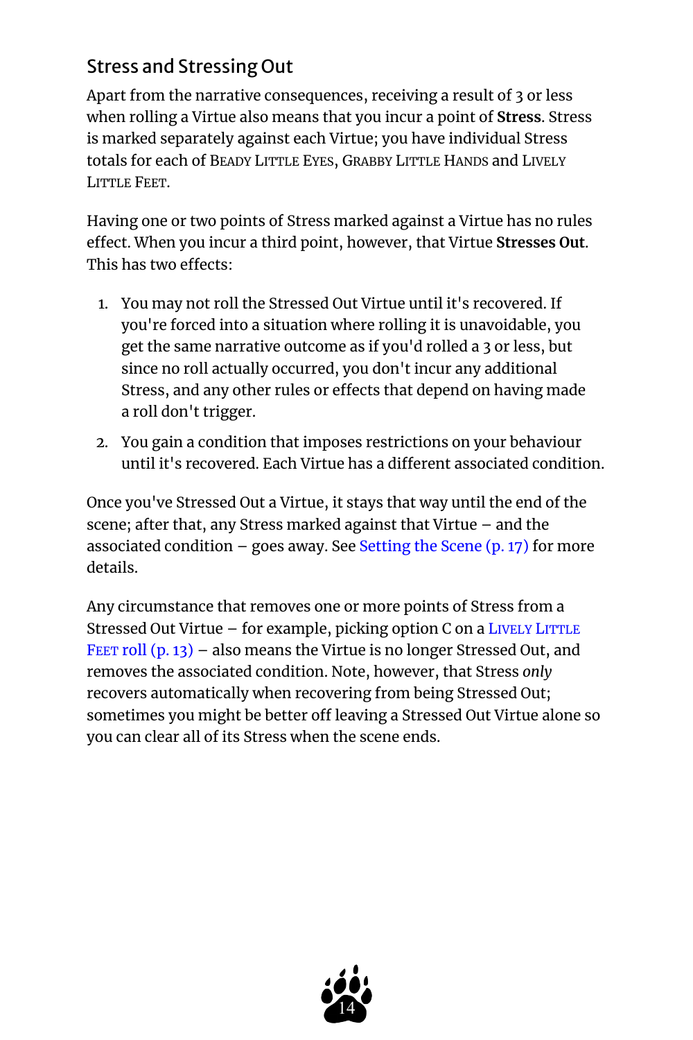## Stress and Stressing Out

Apart from the narrative consequences, receiving a result of 3 or less when rolling a Virtue also means that you incur a point of **Stress**. Stress is marked separately against each Virtue; you have individual Stress totals for each of Beady Little Eyes, Grabby Little Hands and Lively Little Feet.

Having one or two points of Stress marked against a Virtue has no rules effect. When you incur a third point, however, that Virtue **Stresses Out**. This has two effects:

1. You may not roll the Stressed Out Virtue until it's recovered. If you're forced into a situation where rolling it is unavoidable, you get the same narrative outcome as if you'd rolled a 3 or less, but since no roll actually occurred, you don't incur any additional Stress, and any other rules or effects that depend on having made a roll don't trigger.
2. You gain a condition that imposes restrictions on your behaviour until it's recovered. Each Virtue has a different associated condition.

Once you've Stressed Out a Virtue, it stays that way until the end of the scene; after that, any Stress marked against that Virtue – and the associated condition – goes away. See Setting the Scene (p. 17) for more details.

Any circumstance that removes one or more points of Stress from a Stressed Out Virtue – for example, picking option C on a Lively Little Feet roll (p. 13) – also means the Virtue is no longer Stressed Out, and removes the associated condition. Note, however, that Stress *only* recovers automatically when recovering from being Stressed Out; sometimes you might be better off leaving a Stressed Out Virtue alone so you can clear all of its Stress when the scene ends.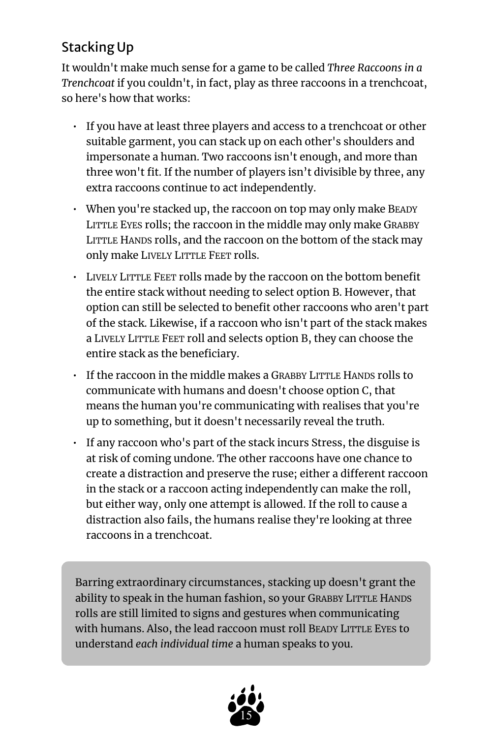## Stacking Up

It wouldn't make much sense for a game to be called *Three Raccoons in a Trenchcoat* if you couldn't, in fact, play as three raccoons in a trenchcoat, so here's how that works:

- If you have at least three players and access to a trenchcoat or other suitable garment, you can stack up on each other's shoulders and impersonate a human. Two raccoons isn't enough, and more than three won't fit. If the number of players isn't divisible by three, any extra raccoons continue to act independently.
- When you're stacked up, the raccoon on top may only make BEADY LITTLE EYES rolls; the raccoon in the middle may only make GRABBY LITTLE HANDS rolls, and the raccoon on the bottom of the stack may only make LIVELY LITTLE FEET rolls.
- LIVELY LITTLE FEET rolls made by the raccoon on the bottom benefit the entire stack without needing to select option B. However, that option can still be selected to benefit other raccoons who aren't part of the stack. Likewise, if a raccoon who isn't part of the stack makes a LIVELY LITTLE FEET roll and selects option B, they can choose the entire stack as the beneficiary.
- If the raccoon in the middle makes a GRABBY LITTLE HANDS rolls to communicate with humans and doesn't choose option C, that means the human you're communicating with realises that you're up to something, but it doesn't necessarily reveal the truth.
- If any raccoon who's part of the stack incurs Stress, the disguise is at risk of coming undone. The other raccoons have one chance to create a distraction and preserve the ruse; either a different raccoon in the stack or a raccoon acting independently can make the roll, but either way, only one attempt is allowed. If the roll to cause a distraction also fails, the humans realise they're looking at three raccoons in a trenchcoat.

Barring extraordinary circumstances, stacking up doesn't grant the ability to speak in the human fashion, so your GRABBY LITTLE HANDS rolls are still limited to signs and gestures when communicating with humans. Also, the lead raccoon must roll BEADY LITTLE EYES to understand *each individual time* a human speaks to you.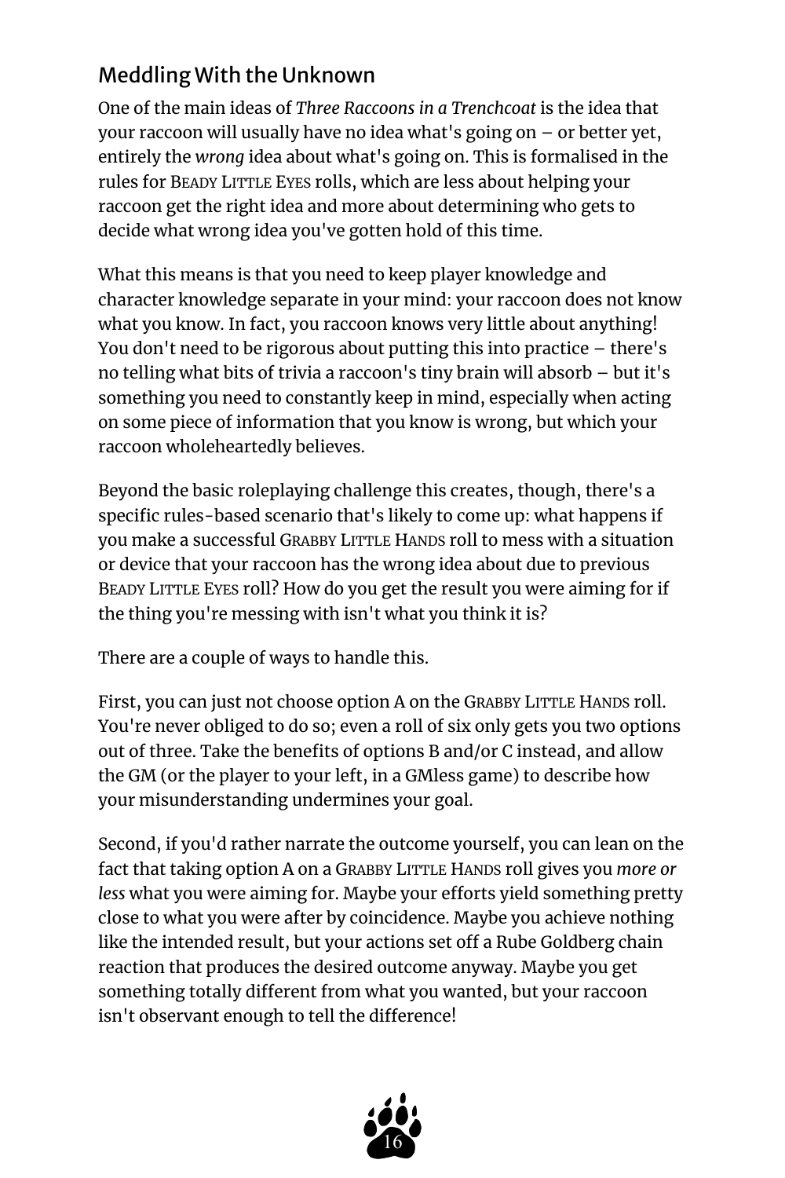## Meddling With the Unknown

One of the main ideas of *Three Raccoons in a Trenchcoat* is the idea that your raccoon will usually have no idea what's going on – or better yet, entirely the *wrong* idea about what's going on. This is formalised in the rules for Beady Little Eyes rolls, which are less about helping your raccoon get the right idea and more about determining who gets to decide what wrong idea you've gotten hold of this time.

What this means is that you need to keep player knowledge and character knowledge separate in your mind: your raccoon does not know what you know. In fact, you raccoon knows very little about anything! You don't need to be rigorous about putting this into practice – there's no telling what bits of trivia a raccoon's tiny brain will absorb – but it's something you need to constantly keep in mind, especially when acting on some piece of information that you know is wrong, but which your raccoon wholeheartedly believes.

Beyond the basic roleplaying challenge this creates, though, there's a specific rules-based scenario that's likely to come up: what happens if you make a successful Grabby Little Hands roll to mess with a situation or device that your raccoon has the wrong idea about due to previous Beady Little Eyes roll? How do you get the result you were aiming for if the thing you're messing with isn't what you think it is?

There are a couple of ways to handle this.

First, you can just not choose option A on the Grabby Little Hands roll. You're never obliged to do so; even a roll of six only gets you two options out of three. Take the benefits of options B and/or C instead, and allow the GM (or the player to your left, in a GMless game) to describe how your misunderstanding undermines your goal.

Second, if you'd rather narrate the outcome yourself, you can lean on the fact that taking option A on a Grabby Little Hands roll gives you *more or less* what you were aiming for. Maybe your efforts yield something pretty close to what you were after by coincidence. Maybe you achieve nothing like the intended result, but your actions set off a Rube Goldberg chain reaction that produces the desired outcome anyway. Maybe you get something totally different from what you wanted, but your raccoon isn't observant enough to tell the difference!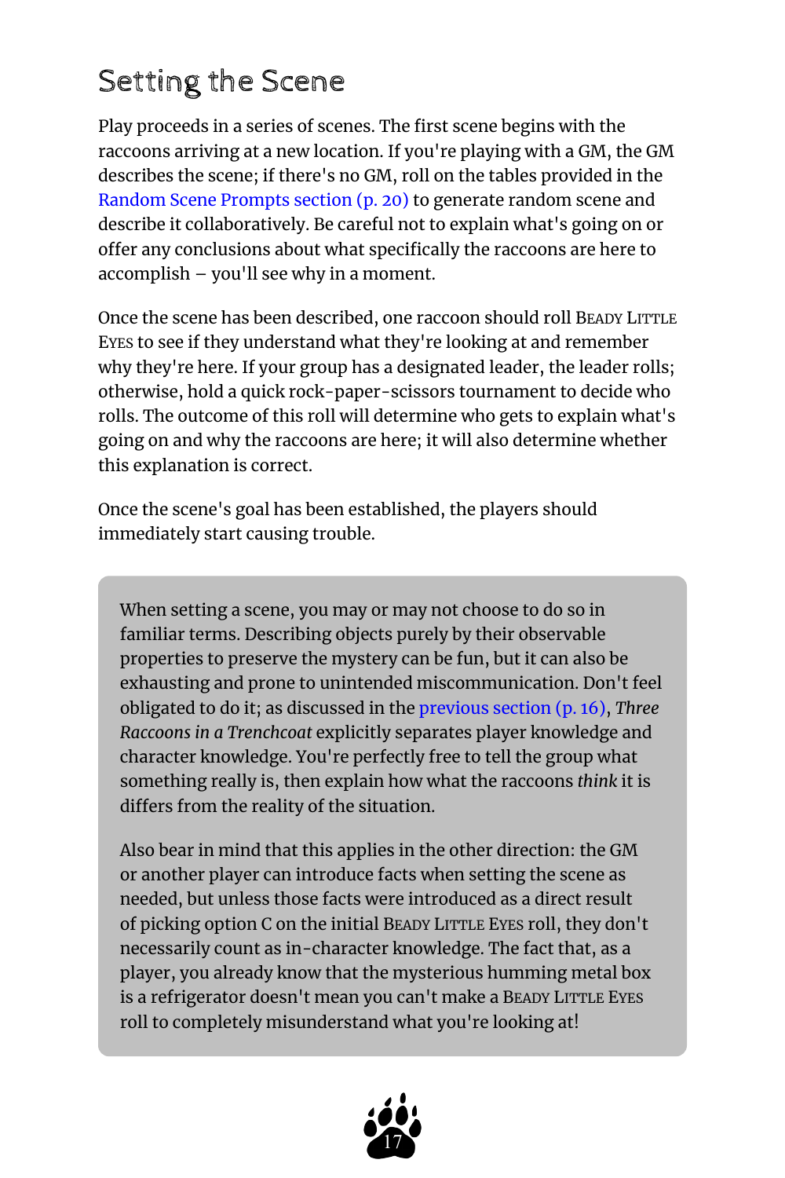## Setting the Scene

Play proceeds in a series of scenes. The first scene begins with the raccoons arriving at a new location. If you're playing with a GM, the GM describes the scene; if there's no GM, roll on the tables provided in the Random Scene Prompts section (p. 20) to generate random scene and describe it collaboratively. Be careful not to explain what's going on or offer any conclusions about what specifically the raccoons are here to accomplish – you'll see why in a moment.

Once the scene has been described, one raccoon should roll BEADY LITTLE EYES to see if they understand what they're looking at and remember why they're here. If your group has a designated leader, the leader rolls; otherwise, hold a quick rock-paper-scissors tournament to decide who rolls. The outcome of this roll will determine who gets to explain what's going on and why the raccoons are here; it will also determine whether this explanation is correct.

Once the scene's goal has been established, the players should immediately start causing trouble.

> When setting a scene, you may or may not choose to do so in familiar terms. Describing objects purely by their observable properties to preserve the mystery can be fun, but it can also be exhausting and prone to unintended miscommunication. Don't feel obligated to do it; as discussed in the previous section (p. 16), *Three Raccoons in a Trenchcoat* explicitly separates player knowledge and character knowledge. You're perfectly free to tell the group what something really is, then explain how what the raccoons *think* it is differs from the reality of the situation.
>
> Also bear in mind that this applies in the other direction: the GM or another player can introduce facts when setting the scene as needed, but unless those facts were introduced as a direct result of picking option C on the initial BEADY LITTLE EYES roll, they don't necessarily count as in-character knowledge. The fact that, as a player, you already know that the mysterious humming metal box is a refrigerator doesn't mean you can't make a BEADY LITTLE EYES roll to completely misunderstand what you're looking at!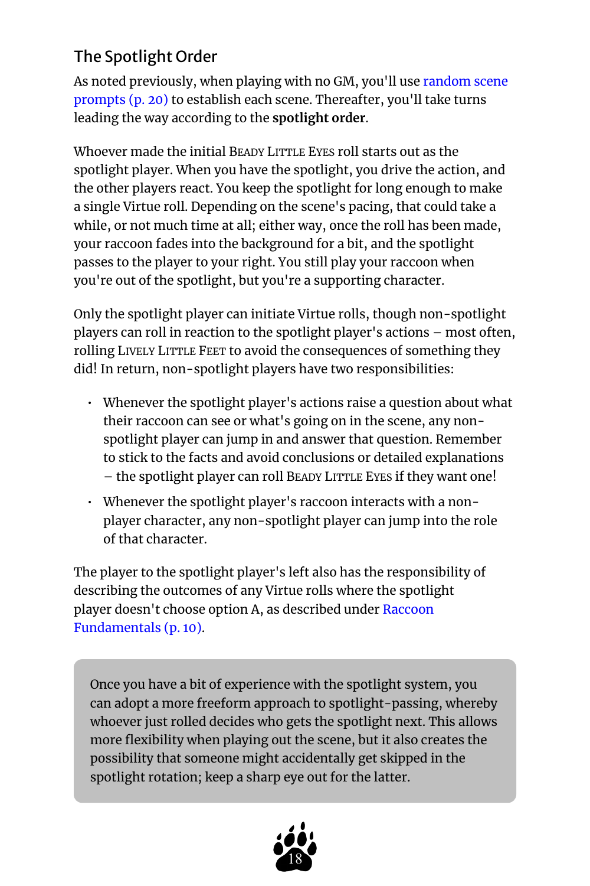## The Spotlight Order

As noted previously, when playing with no GM, you'll use random scene prompts (p. 20) to establish each scene. Thereafter, you'll take turns leading the way according to the **spotlight order**.

Whoever made the initial Beady Little Eyes roll starts out as the spotlight player. When you have the spotlight, you drive the action, and the other players react. You keep the spotlight for long enough to make a single Virtue roll. Depending on the scene's pacing, that could take a while, or not much time at all; either way, once the roll has been made, your raccoon fades into the background for a bit, and the spotlight passes to the player to your right. You still play your raccoon when you're out of the spotlight, but you're a supporting character.

Only the spotlight player can initiate Virtue rolls, though non-spotlight players can roll in reaction to the spotlight player's actions – most often, rolling Lively Little Feet to avoid the consequences of something they did! In return, non-spotlight players have two responsibilities:

- Whenever the spotlight player's actions raise a question about what their raccoon can see or what's going on in the scene, any non-spotlight player can jump in and answer that question. Remember to stick to the facts and avoid conclusions or detailed explanations – the spotlight player can roll Beady Little Eyes if they want one!
- Whenever the spotlight player's raccoon interacts with a non-player character, any non-spotlight player can jump into the role of that character.

The player to the spotlight player's left also has the responsibility of describing the outcomes of any Virtue rolls where the spotlight player doesn't choose option A, as described under Raccoon Fundamentals (p. 10).

> Once you have a bit of experience with the spotlight system, you can adopt a more freeform approach to spotlight-passing, whereby whoever just rolled decides who gets the spotlight next. This allows more flexibility when playing out the scene, but it also creates the possibility that someone might accidentally get skipped in the spotlight rotation; keep a sharp eye out for the latter.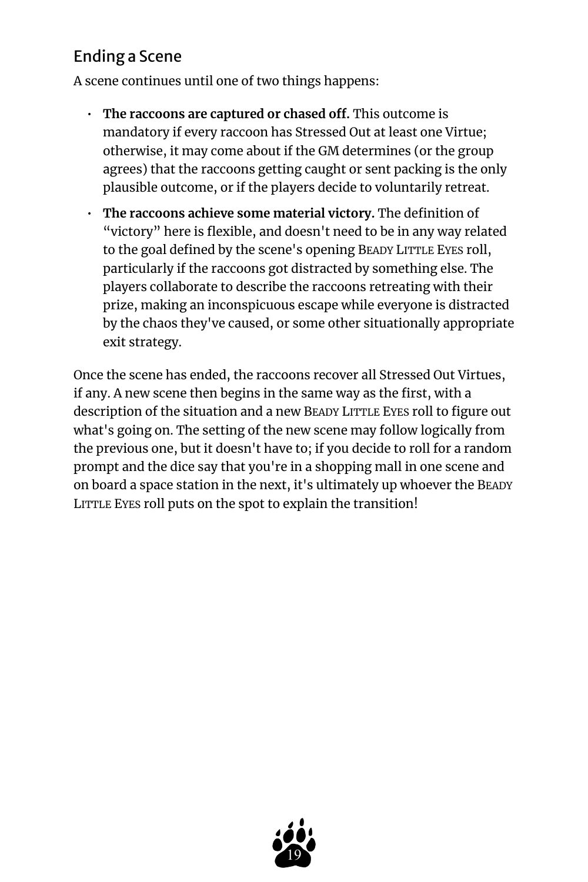## Ending a Scene

A scene continues until one of two things happens:

- **The raccoons are captured or chased off.** This outcome is mandatory if every raccoon has Stressed Out at least one Virtue; otherwise, it may come about if the GM determines (or the group agrees) that the raccoons getting caught or sent packing is the only plausible outcome, or if the players decide to voluntarily retreat.
- **The raccoons achieve some material victory.** The definition of "victory" here is flexible, and doesn't need to be in any way related to the goal defined by the scene's opening BEADY LITTLE EYES roll, particularly if the raccoons got distracted by something else. The players collaborate to describe the raccoons retreating with their prize, making an inconspicuous escape while everyone is distracted by the chaos they've caused, or some other situationally appropriate exit strategy.

Once the scene has ended, the raccoons recover all Stressed Out Virtues, if any. A new scene then begins in the same way as the first, with a description of the situation and a new BEADY LITTLE EYES roll to figure out what's going on. The setting of the new scene may follow logically from the previous one, but it doesn't have to; if you decide to roll for a random prompt and the dice say that you're in a shopping mall in one scene and on board a space station in the next, it's ultimately up whoever the BEADY LITTLE EYES roll puts on the spot to explain the transition!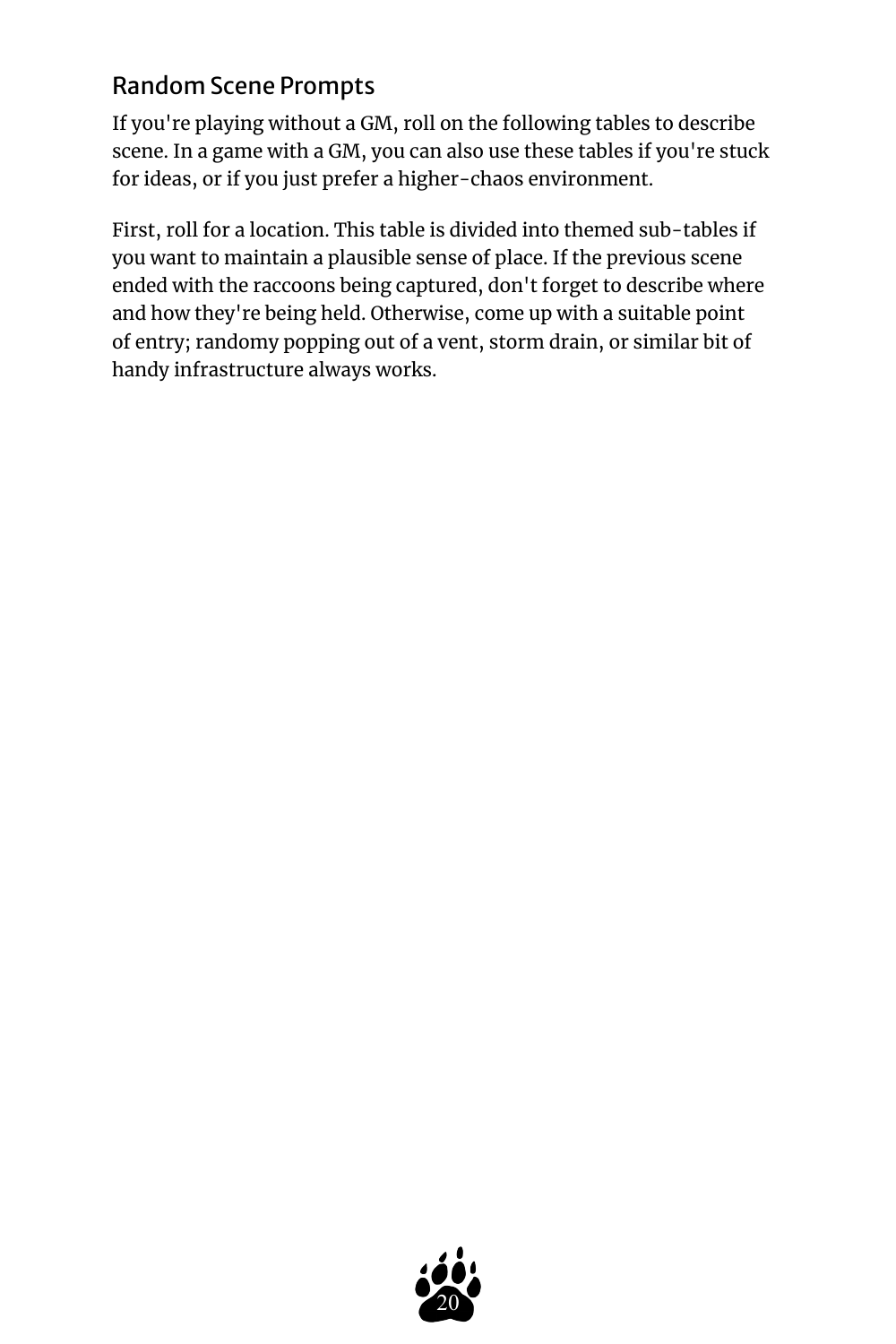## Random Scene Prompts

If you're playing without a GM, roll on the following tables to describe scene. In a game with a GM, you can also use these tables if you're stuck for ideas, or if you just prefer a higher-chaos environment.

First, roll for a location. This table is divided into themed sub-tables if you want to maintain a plausible sense of place. If the previous scene ended with the raccoons being captured, don't forget to describe where and how they're being held. Otherwise, come up with a suitable point of entry; randomy popping out of a vent, storm drain, or similar bit of handy infrastructure always works.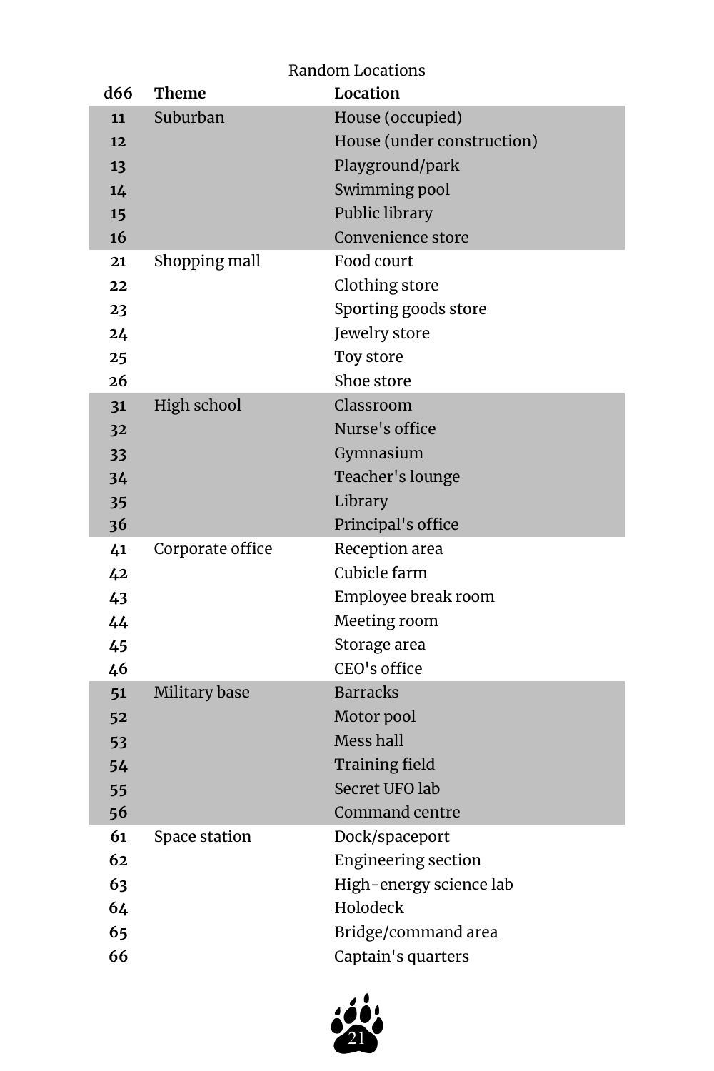Random Locations

| d66 | Theme | Location |
|---|---|---|
| 11 | Suburban | House (occupied) |
| 12 | | House (under construction) |
| 13 | | Playground/park |
| 14 | | Swimming pool |
| 15 | | Public library |
| 16 | | Convenience store |
| 21 | Shopping mall | Food court |
| 22 | | Clothing store |
| 23 | | Sporting goods store |
| 24 | | Jewelry store |
| 25 | | Toy store |
| 26 | | Shoe store |
| 31 | High school | Classroom |
| 32 | | Nurse's office |
| 33 | | Gymnasium |
| 34 | | Teacher's lounge |
| 35 | | Library |
| 36 | | Principal's office |
| 41 | Corporate office | Reception area |
| 42 | | Cubicle farm |
| 43 | | Employee break room |
| 44 | | Meeting room |
| 45 | | Storage area |
| 46 | | CEO's office |
| 51 | Military base | Barracks |
| 52 | | Motor pool |
| 53 | | Mess hall |
| 54 | | Training field |
| 55 | | Secret UFO lab |
| 56 | | Command centre |
| 61 | Space station | Dock/spaceport |
| 62 | | Engineering section |
| 63 | | High-energy science lab |
| 64 | | Holodeck |
| 65 | | Bridge/command area |
| 66 | | Captain's quarters |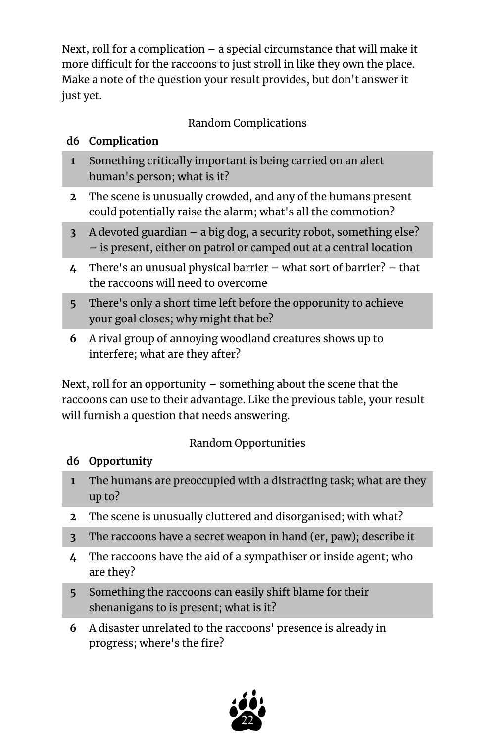Next, roll for a complication – a special circumstance that will make it more difficult for the raccoons to just stroll in like they own the place. Make a note of the question your result provides, but don't answer it just yet.

Random Complications

| d6 | Complication |
|---|---|
| 1 | Something critically important is being carried on an alert human's person; what is it? |
| 2 | The scene is unusually crowded, and any of the humans present could potentially raise the alarm; what's all the commotion? |
| 3 | A devoted guardian – a big dog, a security robot, something else? – is present, either on patrol or camped out at a central location |
| 4 | There's an unusual physical barrier – what sort of barrier? – that the raccoons will need to overcome |
| 5 | There's only a short time left before the opporunity to achieve your goal closes; why might that be? |
| 6 | A rival group of annoying woodland creatures shows up to interfere; what are they after? |

Next, roll for an opportunity – something about the scene that the raccoons can use to their advantage. Like the previous table, your result will furnish a question that needs answering.

Random Opportunities

| d6 | Opportunity |
|---|---|
| 1 | The humans are preoccupied with a distracting task; what are they up to? |
| 2 | The scene is unusually cluttered and disorganised; with what? |
| 3 | The raccoons have a secret weapon in hand (er, paw); describe it |
| 4 | The raccoons have the aid of a sympathiser or inside agent; who are they? |
| 5 | Something the raccoons can easily shift blame for their shenanigans to is present; what is it? |
| 6 | A disaster unrelated to the raccoons' presence is already in progress; where's the fire? |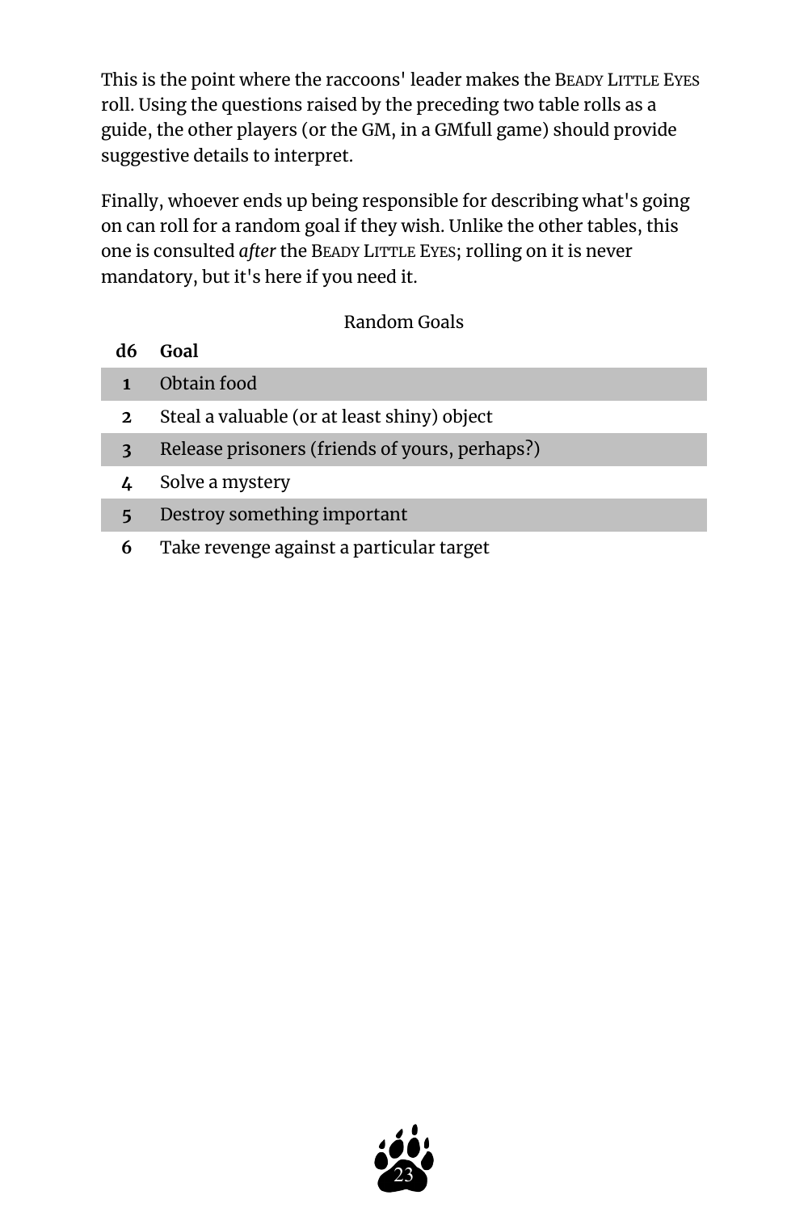This is the point where the raccoons' leader makes the BEADY LITTLE EYES roll. Using the questions raised by the preceding two table rolls as a guide, the other players (or the GM, in a GMfull game) should provide suggestive details to interpret.

Finally, whoever ends up being responsible for describing what's going on can roll for a random goal if they wish. Unlike the other tables, this one is consulted *after* the BEADY LITTLE EYES; rolling on it is never mandatory, but it's here if you need it.

Random Goals

| d6 | Goal |
|---|---|
| 1 | Obtain food |
| 2 | Steal a valuable (or at least shiny) object |
| 3 | Release prisoners (friends of yours, perhaps?) |
| 4 | Solve a mystery |
| 5 | Destroy something important |
| 6 | Take revenge against a particular target |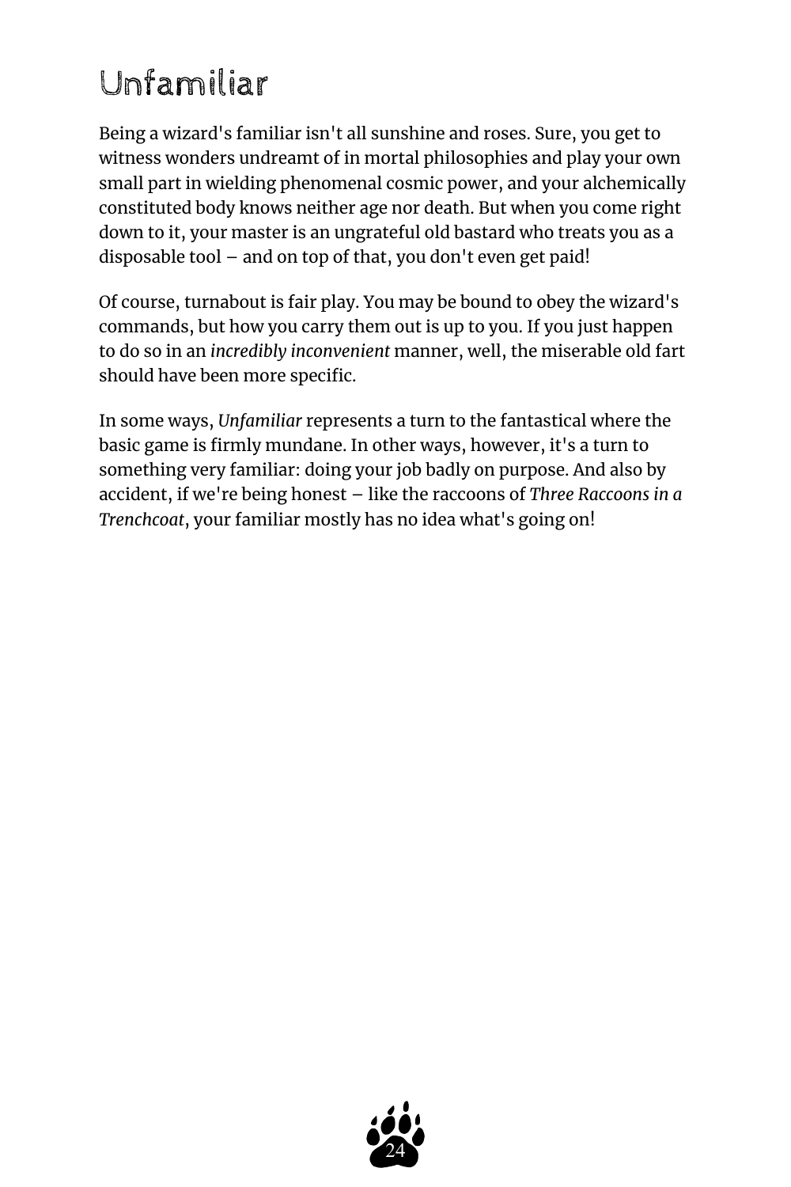# Unfamiliar

Being a wizard's familiar isn't all sunshine and roses. Sure, you get to witness wonders undreamt of in mortal philosophies and play your own small part in wielding phenomenal cosmic power, and your alchemically constituted body knows neither age nor death. But when you come right down to it, your master is an ungrateful old bastard who treats you as a disposable tool – and on top of that, you don't even get paid!

Of course, turnabout is fair play. You may be bound to obey the wizard's commands, but how you carry them out is up to you. If you just happen to do so in an *incredibly inconvenient* manner, well, the miserable old fart should have been more specific.

In some ways, *Unfamiliar* represents a turn to the fantastical where the basic game is firmly mundane. In other ways, however, it's a turn to something very familiar: doing your job badly on purpose. And also by accident, if we're being honest – like the raccoons of *Three Raccoons in a Trenchcoat*, your familiar mostly has no idea what's going on!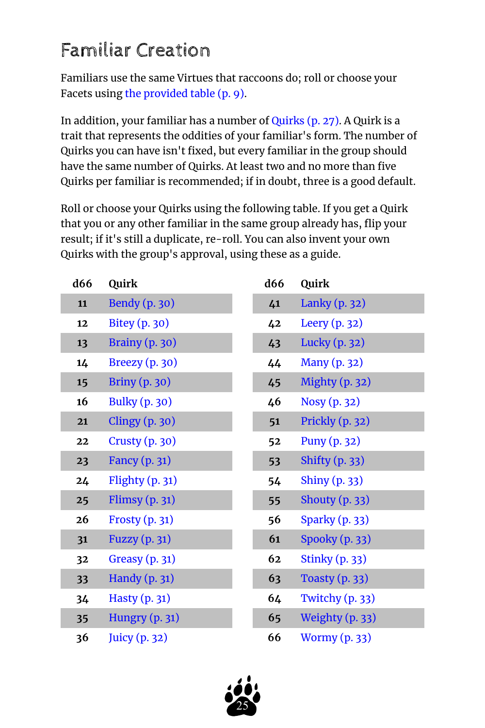# Familiar Creation

Familiars use the same Virtues that raccoons do; roll or choose your Facets using the provided table (p. 9).

In addition, your familiar has a number of Quirks (p. 27). A Quirk is a trait that represents the oddities of your familiar's form. The number of Quirks you can have isn't fixed, but every familiar in the group should have the same number of Quirks. At least two and no more than five Quirks per familiar is recommended; if in doubt, three is a good default.

Roll or choose your Quirks using the following table. If you get a Quirk that you or any other familiar in the same group already has, flip your result; if it's still a duplicate, re-roll. You can also invent your own Quirks with the group's approval, using these as a guide.

| d66 | Quirk |
|---|---|
| 11 | Bendy (p. 30) |
| 12 | Bitey (p. 30) |
| 13 | Brainy (p. 30) |
| 14 | Breezy (p. 30) |
| 15 | Briny (p. 30) |
| 16 | Bulky (p. 30) |
| 21 | Clingy (p. 30) |
| 22 | Crusty (p. 30) |
| 23 | Fancy (p. 31) |
| 24 | Flighty (p. 31) |
| 25 | Flimsy (p. 31) |
| 26 | Frosty (p. 31) |
| 31 | Fuzzy (p. 31) |
| 32 | Greasy (p. 31) |
| 33 | Handy (p. 31) |
| 34 | Hasty (p. 31) |
| 35 | Hungry (p. 31) |
| 36 | Juicy (p. 32) |
| 41 | Lanky (p. 32) |
| 42 | Leery (p. 32) |
| 43 | Lucky (p. 32) |
| 44 | Many (p. 32) |
| 45 | Mighty (p. 32) |
| 46 | Nosy (p. 32) |
| 51 | Prickly (p. 32) |
| 52 | Puny (p. 32) |
| 53 | Shifty (p. 33) |
| 54 | Shiny (p. 33) |
| 55 | Shouty (p. 33) |
| 56 | Sparky (p. 33) |
| 61 | Spooky (p. 33) |
| 62 | Stinky (p. 33) |
| 63 | Toasty (p. 33) |
| 64 | Twitchy (p. 33) |
| 65 | Weighty (p. 33) |
| 66 | Wormy (p. 33) |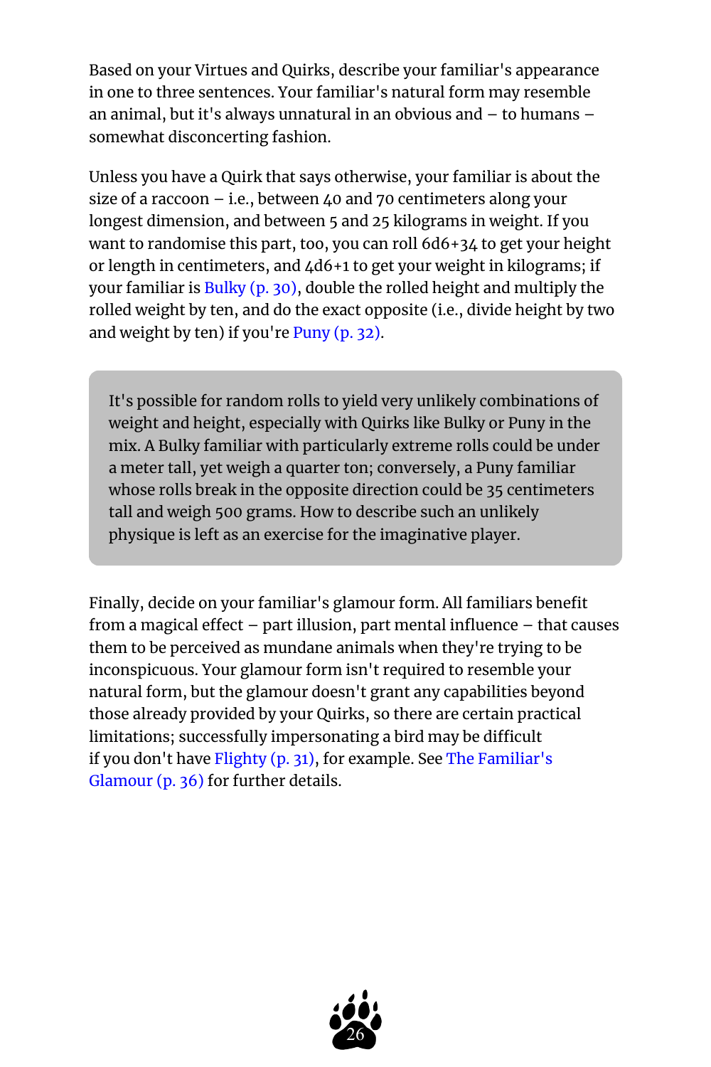Based on your Virtues and Quirks, describe your familiar's appearance in one to three sentences. Your familiar's natural form may resemble an animal, but it's always unnatural in an obvious and – to humans – somewhat disconcerting fashion.

Unless you have a Quirk that says otherwise, your familiar is about the size of a raccoon – i.e., between 40 and 70 centimeters along your longest dimension, and between 5 and 25 kilograms in weight. If you want to randomise this part, too, you can roll 6d6+34 to get your height or length in centimeters, and 4d6+1 to get your weight in kilograms; if your familiar is Bulky (p. 30), double the rolled height and multiply the rolled weight by ten, and do the exact opposite (i.e., divide height by two and weight by ten) if you're Puny (p. 32).

> It's possible for random rolls to yield very unlikely combinations of weight and height, especially with Quirks like Bulky or Puny in the mix. A Bulky familiar with particularly extreme rolls could be under a meter tall, yet weigh a quarter ton; conversely, a Puny familiar whose rolls break in the opposite direction could be 35 centimeters tall and weigh 500 grams. How to describe such an unlikely physique is left as an exercise for the imaginative player.

Finally, decide on your familiar's glamour form. All familiars benefit from a magical effect – part illusion, part mental influence – that causes them to be perceived as mundane animals when they're trying to be inconspicuous. Your glamour form isn't required to resemble your natural form, but the glamour doesn't grant any capabilities beyond those already provided by your Quirks, so there are certain practical limitations; successfully impersonating a bird may be difficult if you don't have Flighty (p. 31), for example. See The Familiar's Glamour (p. 36) for further details.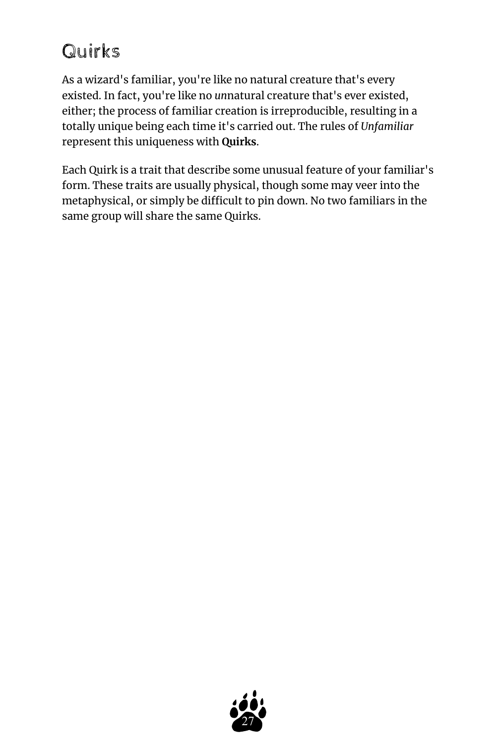# Quirks

As a wizard's familiar, you're like no natural creature that's every existed. In fact, you're like no *un*natural creature that's ever existed, either; the process of familiar creation is irreproducible, resulting in a totally unique being each time it's carried out. The rules of *Unfamiliar* represent this uniqueness with **Quirks**.

Each Quirk is a trait that describe some unusual feature of your familiar's form. These traits are usually physical, though some may veer into the metaphysical, or simply be difficult to pin down. No two familiars in the same group will share the same Quirks.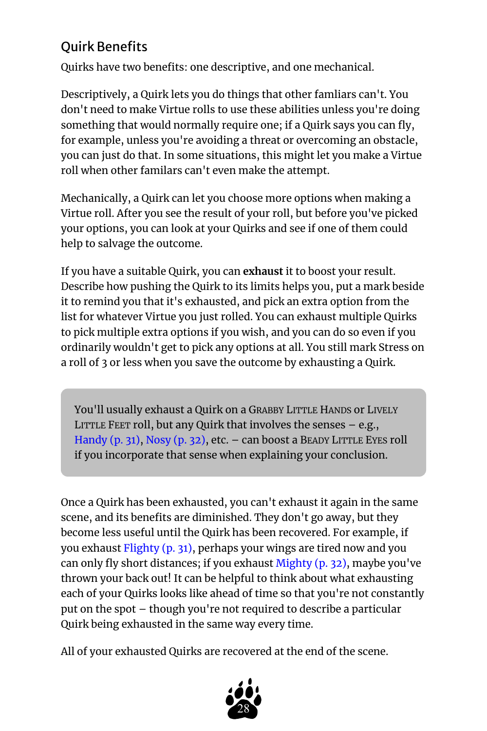## Quirk Benefits

Quirks have two benefits: one descriptive, and one mechanical.

Descriptively, a Quirk lets you do things that other famliars can't. You don't need to make Virtue rolls to use these abilities unless you're doing something that would normally require one; if a Quirk says you can fly, for example, unless you're avoiding a threat or overcoming an obstacle, you can just do that. In some situations, this might let you make a Virtue roll when other familars can't even make the attempt.

Mechanically, a Quirk can let you choose more options when making a Virtue roll. After you see the result of your roll, but before you've picked your options, you can look at your Quirks and see if one of them could help to salvage the outcome.

If you have a suitable Quirk, you can **exhaust** it to boost your result. Describe how pushing the Quirk to its limits helps you, put a mark beside it to remind you that it's exhausted, and pick an extra option from the list for whatever Virtue you just rolled. You can exhaust multiple Quirks to pick multiple extra options if you wish, and you can do so even if you ordinarily wouldn't get to pick any options at all. You still mark Stress on a roll of 3 or less when you save the outcome by exhausting a Quirk.

> You'll usually exhaust a Quirk on a Grabby Little Hands or Lively Little Feet roll, but any Quirk that involves the senses – e.g., Handy (p. 31), Nosy (p. 32), etc. – can boost a Beady Little Eyes roll if you incorporate that sense when explaining your conclusion.

Once a Quirk has been exhausted, you can't exhaust it again in the same scene, and its benefits are diminished. They don't go away, but they become less useful until the Quirk has been recovered. For example, if you exhaust Flighty (p. 31), perhaps your wings are tired now and you can only fly short distances; if you exhaust Mighty (p. 32), maybe you've thrown your back out! It can be helpful to think about what exhausting each of your Quirks looks like ahead of time so that you're not constantly put on the spot – though you're not required to describe a particular Quirk being exhausted in the same way every time.

All of your exhausted Quirks are recovered at the end of the scene.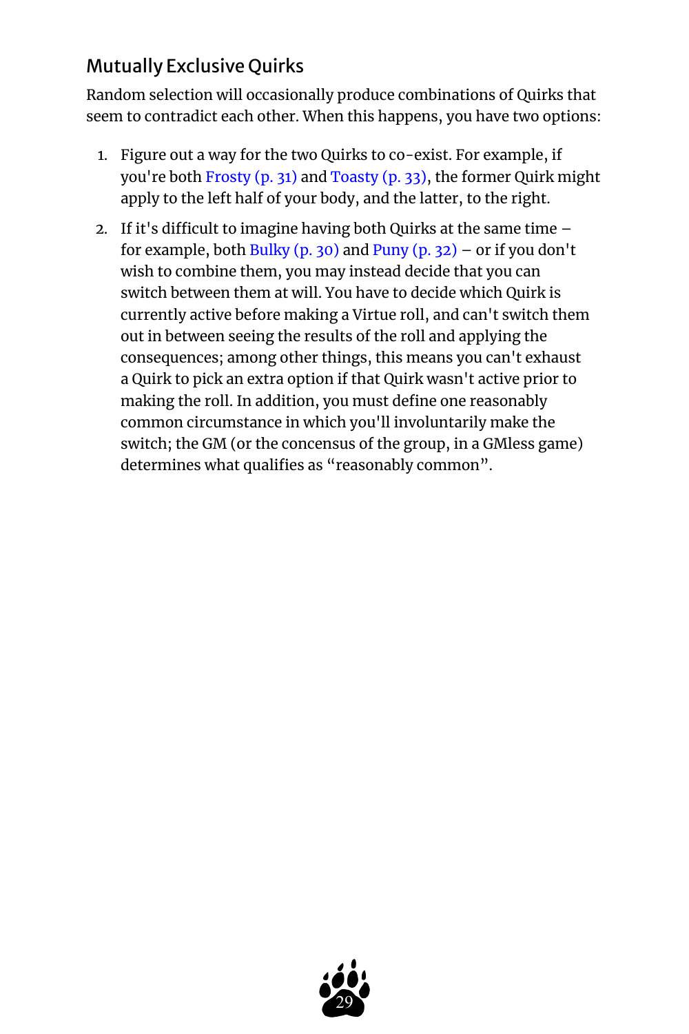## Mutually Exclusive Quirks

Random selection will occasionally produce combinations of Quirks that seem to contradict each other. When this happens, you have two options:

1. Figure out a way for the two Quirks to co-exist. For example, if you're both Frosty (p. 31) and Toasty (p. 33), the former Quirk might apply to the left half of your body, and the latter, to the right.
2. If it's difficult to imagine having both Quirks at the same time – for example, both Bulky (p. 30) and Puny (p. 32) – or if you don't wish to combine them, you may instead decide that you can switch between them at will. You have to decide which Quirk is currently active before making a Virtue roll, and can't switch them out in between seeing the results of the roll and applying the consequences; among other things, this means you can't exhaust a Quirk to pick an extra option if that Quirk wasn't active prior to making the roll. In addition, you must define one reasonably common circumstance in which you'll involuntarily make the switch; the GM (or the concensus of the group, in a GMless game) determines what qualifies as “reasonably common”.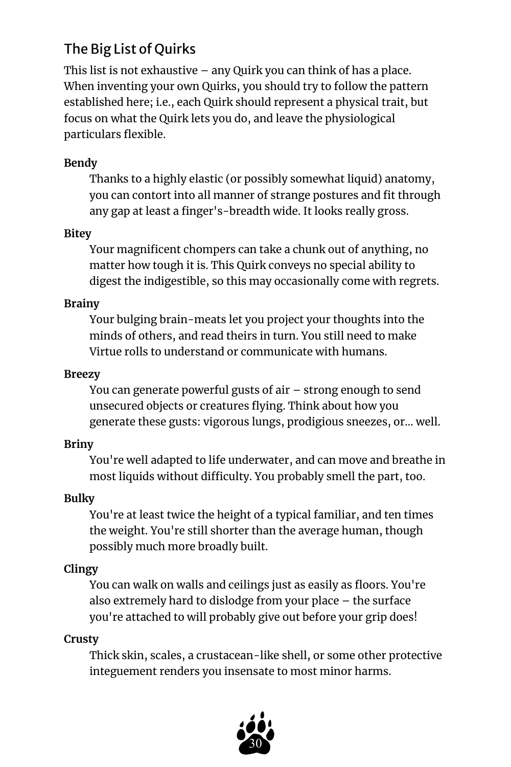## The Big List of Quirks

This list is not exhaustive – any Quirk you can think of has a place. When inventing your own Quirks, you should try to follow the pattern established here; i.e., each Quirk should represent a physical trait, but focus on what the Quirk lets you do, and leave the physiological particulars flexible.

**Bendy**

Thanks to a highly elastic (or possibly somewhat liquid) anatomy, you can contort into all manner of strange postures and fit through any gap at least a finger's-breadth wide. It looks really gross.

**Bitey**

Your magnificent chompers can take a chunk out of anything, no matter how tough it is. This Quirk conveys no special ability to digest the indigestible, so this may occasionally come with regrets.

**Brainy**

Your bulging brain-meats let you project your thoughts into the minds of others, and read theirs in turn. You still need to make Virtue rolls to understand or communicate with humans.

**Breezy**

You can generate powerful gusts of air – strong enough to send unsecured objects or creatures flying. Think about how you generate these gusts: vigorous lungs, prodigious sneezes, or... well.

**Briny**

You're well adapted to life underwater, and can move and breathe in most liquids without difficulty. You probably smell the part, too.

**Bulky**

You're at least twice the height of a typical familiar, and ten times the weight. You're still shorter than the average human, though possibly much more broadly built.

**Clingy**

You can walk on walls and ceilings just as easily as floors. You're also extremely hard to dislodge from your place – the surface you're attached to will probably give out before your grip does!

**Crusty**

Thick skin, scales, a crustacean-like shell, or some other protective integuement renders you insensate to most minor harms.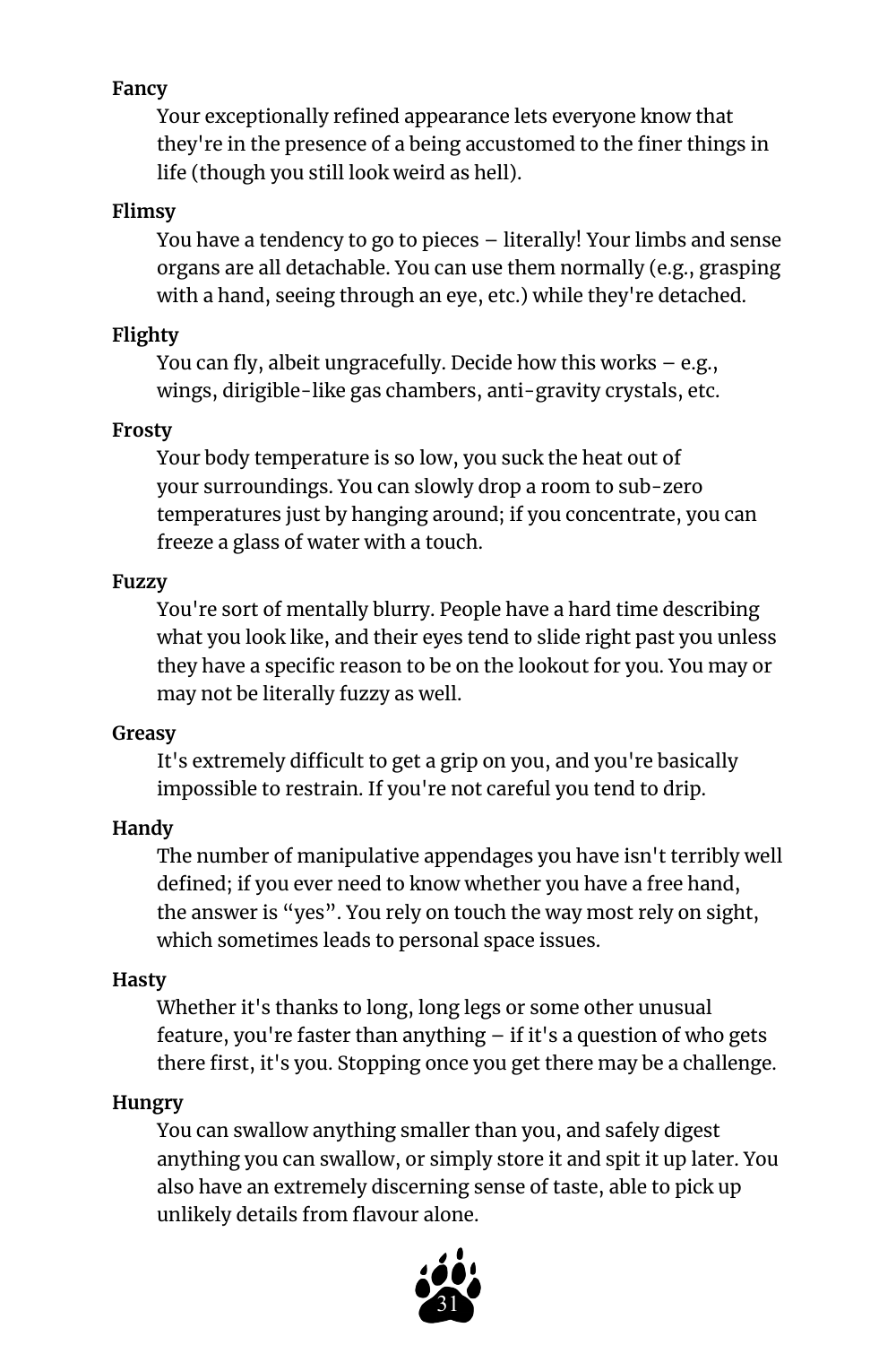**Fancy**

Your exceptionally refined appearance lets everyone know that they're in the presence of a being accustomed to the finer things in life (though you still look weird as hell).

**Flimsy**

You have a tendency to go to pieces – literally! Your limbs and sense organs are all detachable. You can use them normally (e.g., grasping with a hand, seeing through an eye, etc.) while they're detached.

**Flighty**

You can fly, albeit ungracefully. Decide how this works – e.g., wings, dirigible-like gas chambers, anti-gravity crystals, etc.

**Frosty**

Your body temperature is so low, you suck the heat out of your surroundings. You can slowly drop a room to sub-zero temperatures just by hanging around; if you concentrate, you can freeze a glass of water with a touch.

**Fuzzy**

You're sort of mentally blurry. People have a hard time describing what you look like, and their eyes tend to slide right past you unless they have a specific reason to be on the lookout for you. You may or may not be literally fuzzy as well.

**Greasy**

It's extremely difficult to get a grip on you, and you're basically impossible to restrain. If you're not careful you tend to drip.

**Handy**

The number of manipulative appendages you have isn't terribly well defined; if you ever need to know whether you have a free hand, the answer is "yes". You rely on touch the way most rely on sight, which sometimes leads to personal space issues.

**Hasty**

Whether it's thanks to long, long legs or some other unusual feature, you're faster than anything – if it's a question of who gets there first, it's you. Stopping once you get there may be a challenge.

**Hungry**

You can swallow anything smaller than you, and safely digest anything you can swallow, or simply store it and spit it up later. You also have an extremely discerning sense of taste, able to pick up unlikely details from flavour alone.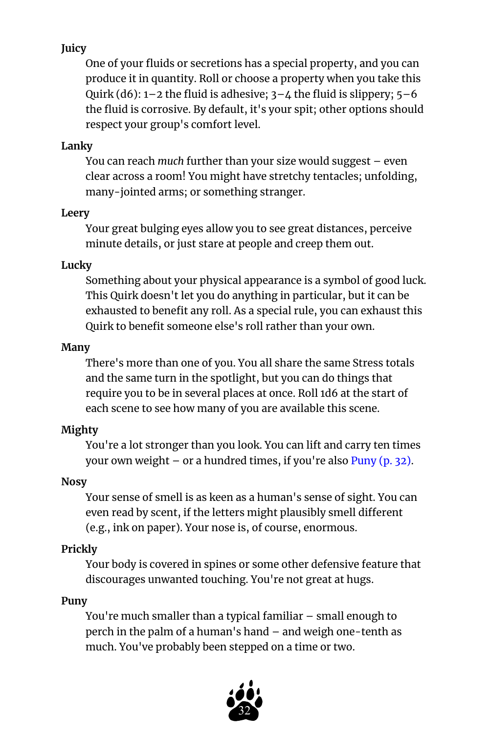**Juicy**

One of your fluids or secretions has a special property, and you can produce it in quantity. Roll or choose a property when you take this Quirk (d6): 1–2 the fluid is adhesive; 3–4 the fluid is slippery; 5–6 the fluid is corrosive. By default, it's your spit; other options should respect your group's comfort level.

**Lanky**

You can reach *much* further than your size would suggest – even clear across a room! You might have stretchy tentacles; unfolding, many-jointed arms; or something stranger.

**Leery**

Your great bulging eyes allow you to see great distances, perceive minute details, or just stare at people and creep them out.

**Lucky**

Something about your physical appearance is a symbol of good luck. This Quirk doesn't let you do anything in particular, but it can be exhausted to benefit any roll. As a special rule, you can exhaust this Quirk to benefit someone else's roll rather than your own.

**Many**

There's more than one of you. You all share the same Stress totals and the same turn in the spotlight, but you can do things that require you to be in several places at once. Roll 1d6 at the start of each scene to see how many of you are available this scene.

**Mighty**

You're a lot stronger than you look. You can lift and carry ten times your own weight – or a hundred times, if you're also Puny (p. 32).

**Nosy**

Your sense of smell is as keen as a human's sense of sight. You can even read by scent, if the letters might plausibly smell different (e.g., ink on paper). Your nose is, of course, enormous.

**Prickly**

Your body is covered in spines or some other defensive feature that discourages unwanted touching. You're not great at hugs.

**Puny**

You're much smaller than a typical familiar – small enough to perch in the palm of a human's hand – and weigh one-tenth as much. You've probably been stepped on a time or two.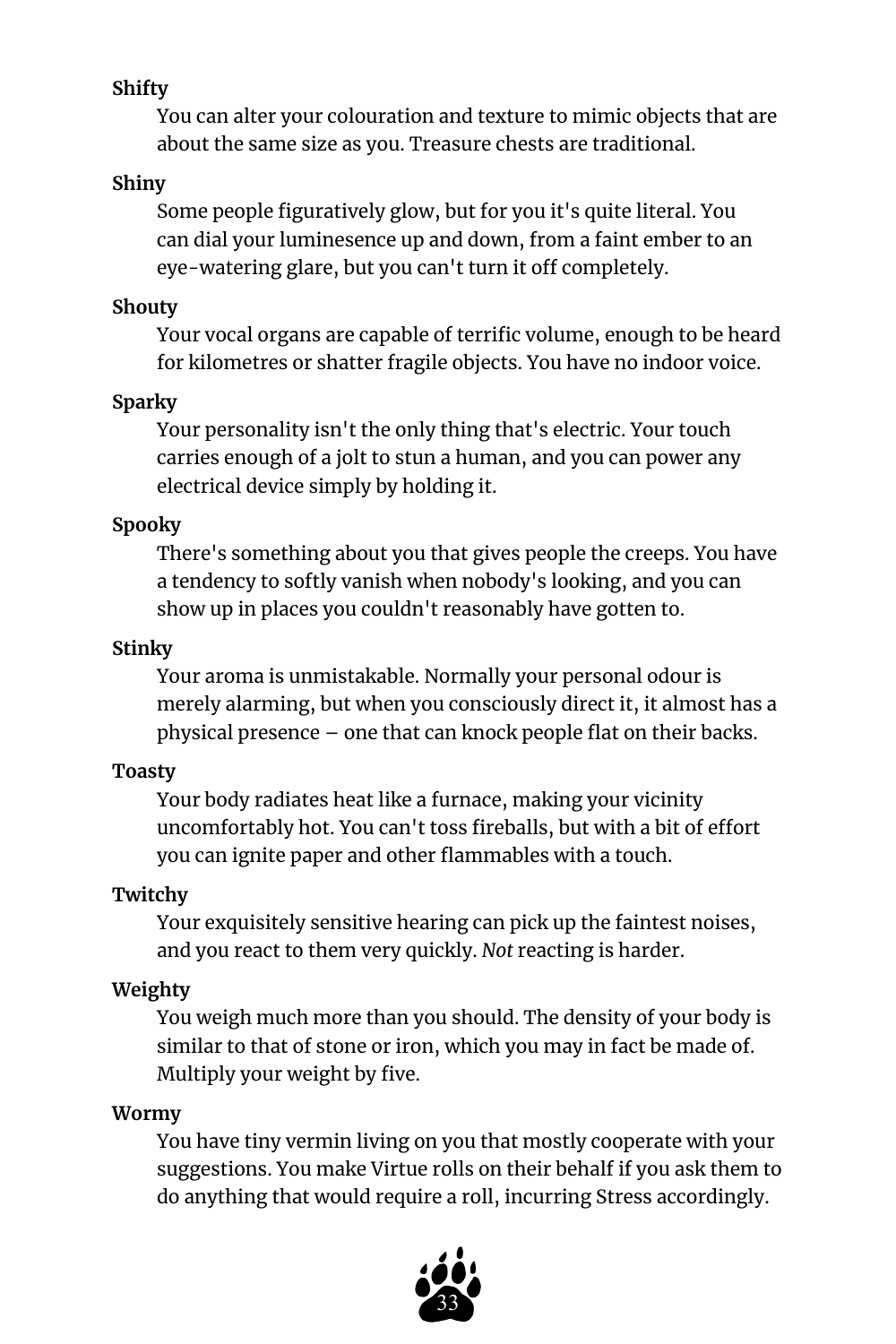**Shifty**

You can alter your colouration and texture to mimic objects that are about the same size as you. Treasure chests are traditional.

**Shiny**

Some people figuratively glow, but for you it's quite literal. You can dial your luminesence up and down, from a faint ember to an eye-watering glare, but you can't turn it off completely.

**Shouty**

Your vocal organs are capable of terrific volume, enough to be heard for kilometres or shatter fragile objects. You have no indoor voice.

**Sparky**

Your personality isn't the only thing that's electric. Your touch carries enough of a jolt to stun a human, and you can power any electrical device simply by holding it.

**Spooky**

There's something about you that gives people the creeps. You have a tendency to softly vanish when nobody's looking, and you can show up in places you couldn't reasonably have gotten to.

**Stinky**

Your aroma is unmistakable. Normally your personal odour is merely alarming, but when you consciously direct it, it almost has a physical presence – one that can knock people flat on their backs.

**Toasty**

Your body radiates heat like a furnace, making your vicinity uncomfortably hot. You can't toss fireballs, but with a bit of effort you can ignite paper and other flammables with a touch.

**Twitchy**

Your exquisitely sensitive hearing can pick up the faintest noises, and you react to them very quickly. *Not* reacting is harder.

**Weighty**

You weigh much more than you should. The density of your body is similar to that of stone or iron, which you may in fact be made of. Multiply your weight by five.

**Wormy**

You have tiny vermin living on you that mostly cooperate with your suggestions. You make Virtue rolls on their behalf if you ask them to do anything that would require a roll, incurring Stress accordingly.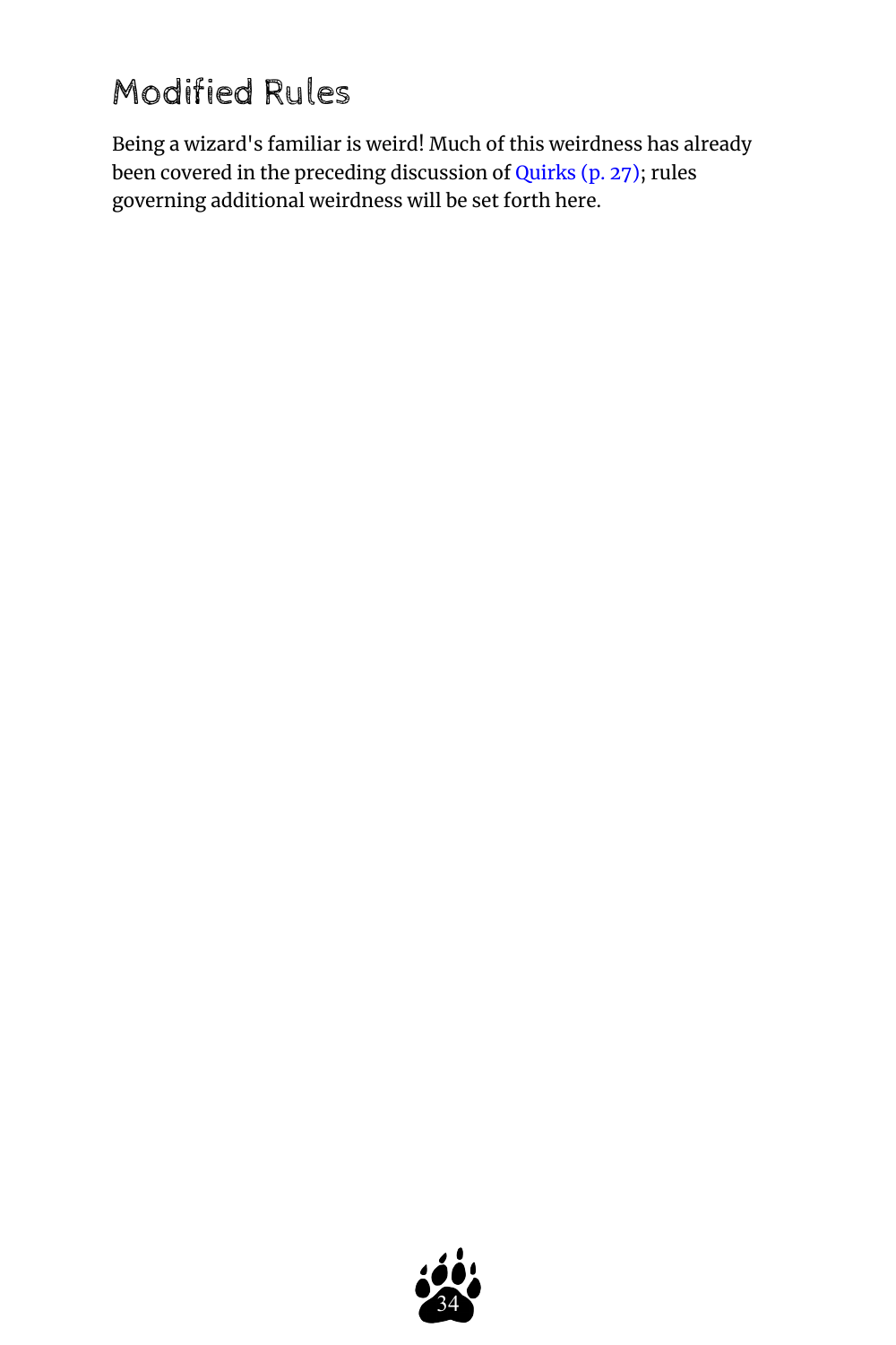## Modified Rules

Being a wizard's familiar is weird! Much of this weirdness has already been covered in the preceding discussion of Quirks (p. 27); rules governing additional weirdness will be set forth here.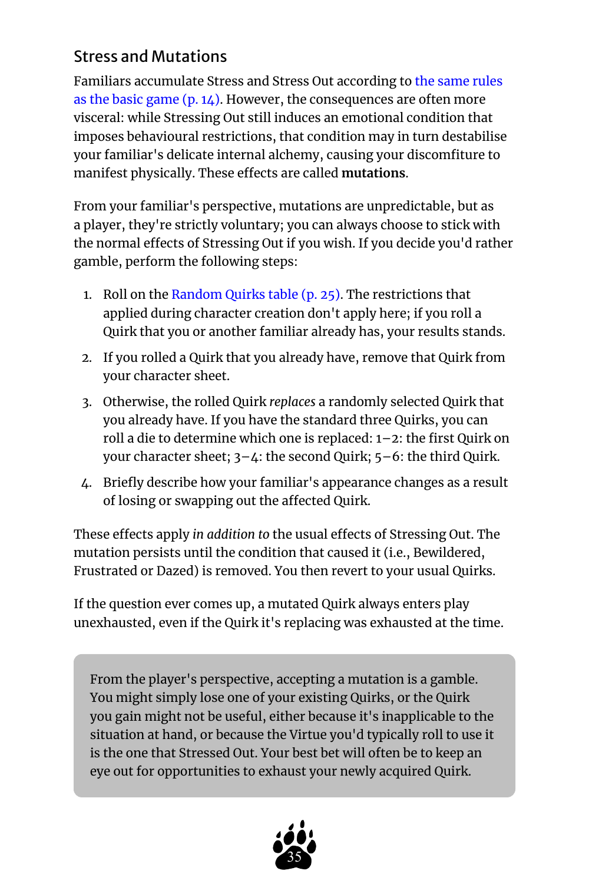## Stress and Mutations

Familiars accumulate Stress and Stress Out according to the same rules as the basic game (p. 14). However, the consequences are often more visceral: while Stressing Out still induces an emotional condition that imposes behavioural restrictions, that condition may in turn destabilise your familiar's delicate internal alchemy, causing your discomfiture to manifest physically. These effects are called **mutations**.

From your familiar's perspective, mutations are unpredictable, but as a player, they're strictly voluntary; you can always choose to stick with the normal effects of Stressing Out if you wish. If you decide you'd rather gamble, perform the following steps:

1. Roll on the Random Quirks table (p. 25). The restrictions that applied during character creation don't apply here; if you roll a Quirk that you or another familiar already has, your results stands.
2. If you rolled a Quirk that you already have, remove that Quirk from your character sheet.
3. Otherwise, the rolled Quirk *replaces* a randomly selected Quirk that you already have. If you have the standard three Quirks, you can roll a die to determine which one is replaced: 1–2: the first Quirk on your character sheet; 3–4: the second Quirk; 5–6: the third Quirk.
4. Briefly describe how your familiar's appearance changes as a result of losing or swapping out the affected Quirk.

These effects apply *in addition to* the usual effects of Stressing Out. The mutation persists until the condition that caused it (i.e., Bewildered, Frustrated or Dazed) is removed. You then revert to your usual Quirks.

If the question ever comes up, a mutated Quirk always enters play unexhausted, even if the Quirk it's replacing was exhausted at the time.

> From the player's perspective, accepting a mutation is a gamble. You might simply lose one of your existing Quirks, or the Quirk you gain might not be useful, either because it's inapplicable to the situation at hand, or because the Virtue you'd typically roll to use it is the one that Stressed Out. Your best bet will often be to keep an eye out for opportunities to exhaust your newly acquired Quirk.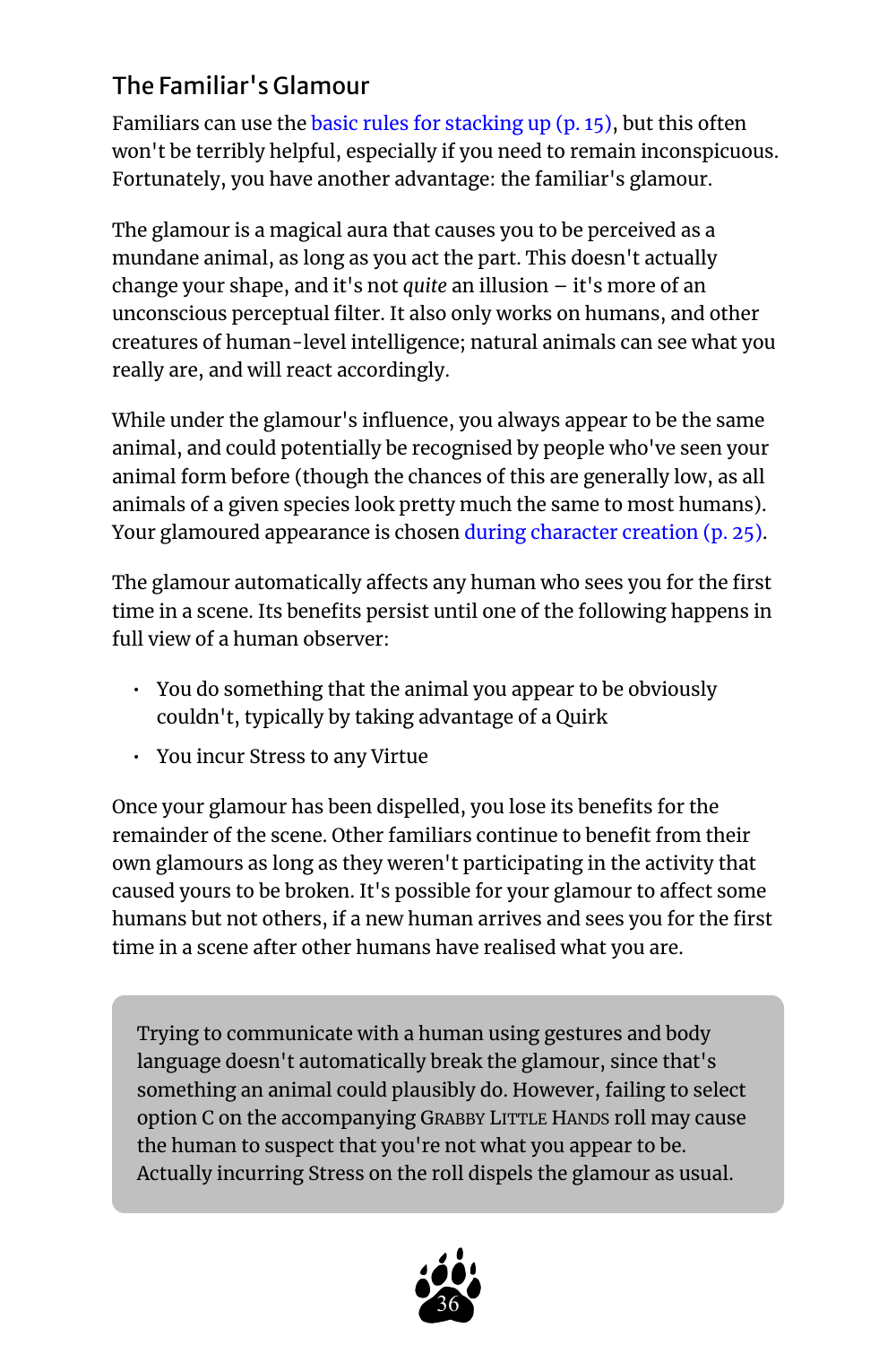## The Familiar's Glamour

Familiars can use the basic rules for stacking up (p. 15), but this often won't be terribly helpful, especially if you need to remain inconspicuous. Fortunately, you have another advantage: the familiar's glamour.

The glamour is a magical aura that causes you to be perceived as a mundane animal, as long as you act the part. This doesn't actually change your shape, and it's not *quite* an illusion – it's more of an unconscious perceptual filter. It also only works on humans, and other creatures of human-level intelligence; natural animals can see what you really are, and will react accordingly.

While under the glamour's influence, you always appear to be the same animal, and could potentially be recognised by people who've seen your animal form before (though the chances of this are generally low, as all animals of a given species look pretty much the same to most humans). Your glamoured appearance is chosen during character creation (p. 25).

The glamour automatically affects any human who sees you for the first time in a scene. Its benefits persist until one of the following happens in full view of a human observer:

- You do something that the animal you appear to be obviously couldn't, typically by taking advantage of a Quirk
- You incur Stress to any Virtue

Once your glamour has been dispelled, you lose its benefits for the remainder of the scene. Other familiars continue to benefit from their own glamours as long as they weren't participating in the activity that caused yours to be broken. It's possible for your glamour to affect some humans but not others, if a new human arrives and sees you for the first time in a scene after other humans have realised what you are.

> Trying to communicate with a human using gestures and body language doesn't automatically break the glamour, since that's something an animal could plausibly do. However, failing to select option C on the accompanying GRABBY LITTLE HANDS roll may cause the human to suspect that you're not what you appear to be. Actually incurring Stress on the roll dispels the glamour as usual.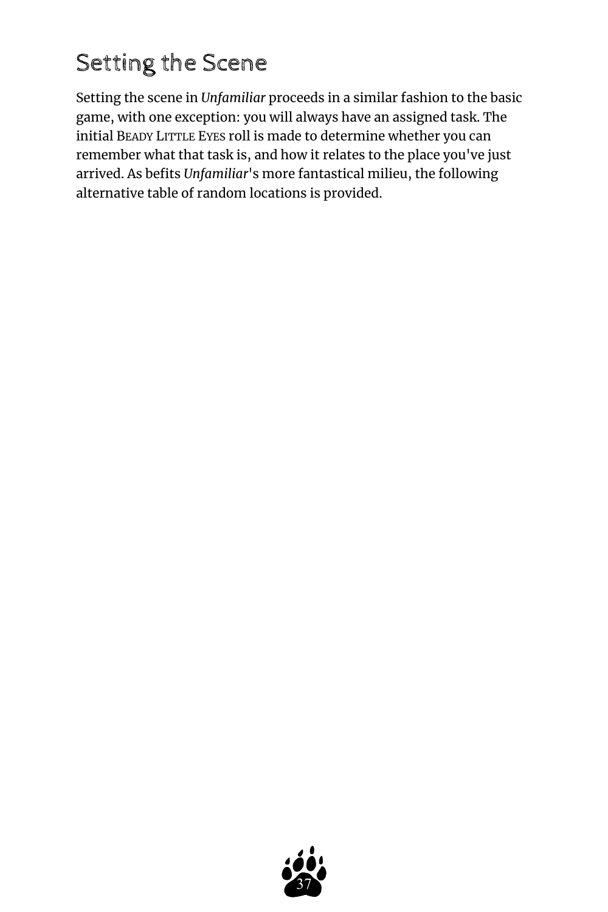## Setting the Scene

Setting the scene in *Unfamiliar* proceeds in a similar fashion to the basic game, with one exception: you will always have an assigned task. The initial BEADY LITTLE EYES roll is made to determine whether you can remember what that task is, and how it relates to the place you've just arrived. As befits *Unfamiliar*'s more fantastical milieu, the following alternative table of random locations is provided.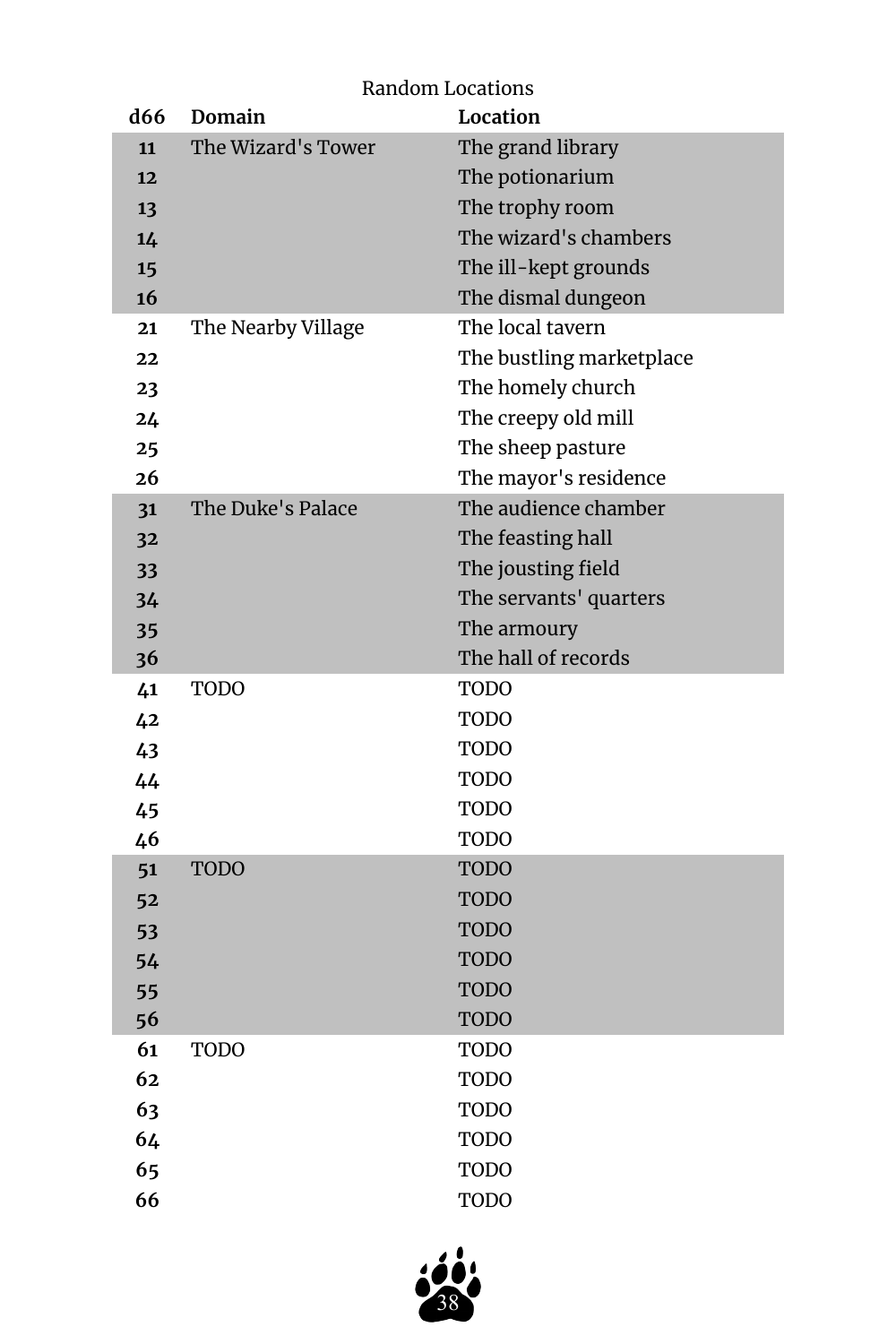Random Locations

| d66 | Domain | Location |
|---|---|---|
| **11** | The Wizard's Tower | The grand library |
| **12** | | The potionarium |
| **13** | | The trophy room |
| **14** | | The wizard's chambers |
| **15** | | The ill-kept grounds |
| **16** | | The dismal dungeon |
| **21** | The Nearby Village | The local tavern |
| **22** | | The bustling marketplace |
| **23** | | The homely church |
| **24** | | The creepy old mill |
| **25** | | The sheep pasture |
| **26** | | The mayor's residence |
| **31** | The Duke's Palace | The audience chamber |
| **32** | | The feasting hall |
| **33** | | The jousting field |
| **34** | | The servants' quarters |
| **35** | | The armoury |
| **36** | | The hall of records |
| **41** | TODO | TODO |
| **42** | | TODO |
| **43** | | TODO |
| **44** | | TODO |
| **45** | | TODO |
| **46** | | TODO |
| **51** | TODO | TODO |
| **52** | | TODO |
| **53** | | TODO |
| **54** | | TODO |
| **55** | | TODO |
| **56** | | TODO |
| **61** | TODO | TODO |
| **62** | | TODO |
| **63** | | TODO |
| **64** | | TODO |
| **65** | | TODO |
| **66** | | TODO |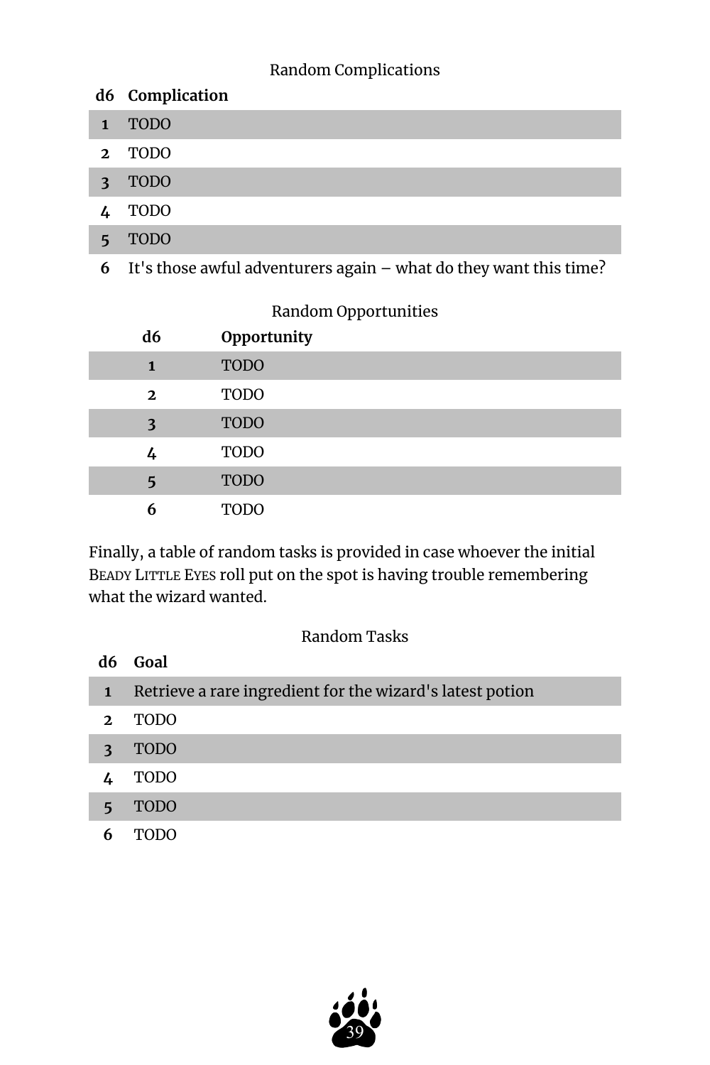Random Complications

| d6 | Complication |
|---|---|
| 1 | TODO |
| 2 | TODO |
| 3 | TODO |
| 4 | TODO |
| 5 | TODO |
| 6 | It's those awful adventurers again – what do they want this time? |

Random Opportunities

| d6 | Opportunity |
|---|---|
| 1 | TODO |
| 2 | TODO |
| 3 | TODO |
| 4 | TODO |
| 5 | TODO |
| 6 | TODO |

Finally, a table of random tasks is provided in case whoever the initial BEADY LITTLE EYES roll put on the spot is having trouble remembering what the wizard wanted.

Random Tasks

| d6 | Goal |
|---|---|
| 1 | Retrieve a rare ingredient for the wizard's latest potion |
| 2 | TODO |
| 3 | TODO |
| 4 | TODO |
| 5 | TODO |
| 6 | TODO |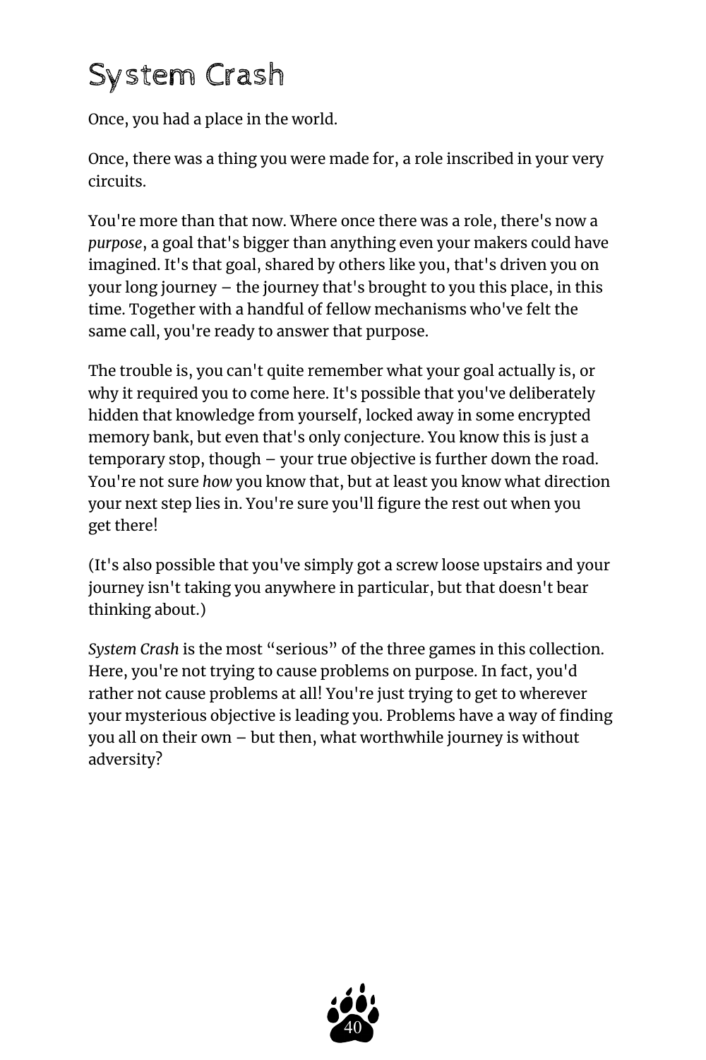# System Crash

Once, you had a place in the world.

Once, there was a thing you were made for, a role inscribed in your very circuits.

You're more than that now. Where once there was a role, there's now a *purpose*, a goal that's bigger than anything even your makers could have imagined. It's that goal, shared by others like you, that's driven you on your long journey – the journey that's brought to you this place, in this time. Together with a handful of fellow mechanisms who've felt the same call, you're ready to answer that purpose.

The trouble is, you can't quite remember what your goal actually is, or why it required you to come here. It's possible that you've deliberately hidden that knowledge from yourself, locked away in some encrypted memory bank, but even that's only conjecture. You know this is just a temporary stop, though – your true objective is further down the road. You're not sure *how* you know that, but at least you know what direction your next step lies in. You're sure you'll figure the rest out when you get there!

(It's also possible that you've simply got a screw loose upstairs and your journey isn't taking you anywhere in particular, but that doesn't bear thinking about.)

*System Crash* is the most "serious" of the three games in this collection. Here, you're not trying to cause problems on purpose. In fact, you'd rather not cause problems at all! You're just trying to get to wherever your mysterious objective is leading you. Problems have a way of finding you all on their own – but then, what worthwhile journey is without adversity?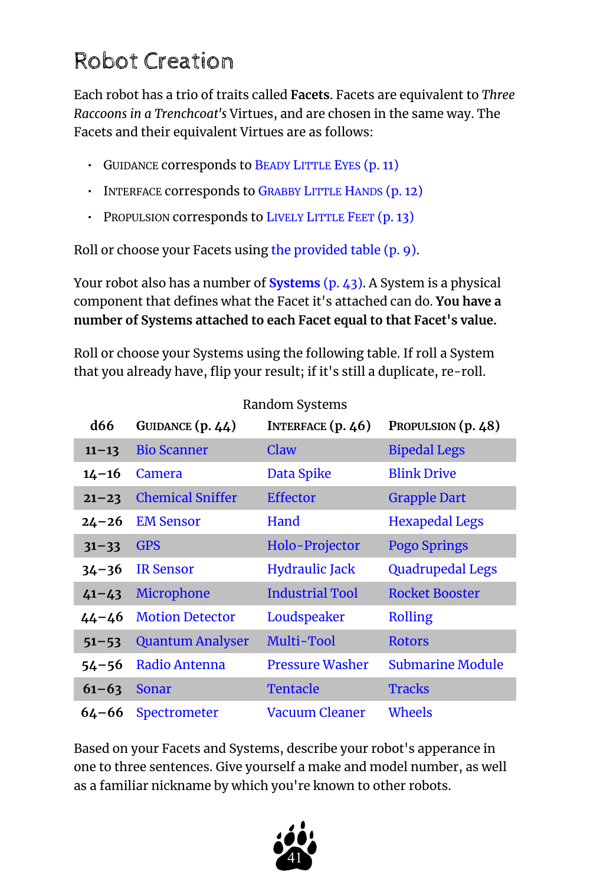# Robot Creation

Each robot has a trio of traits called **Facets**. Facets are equivalent to *Three Raccoons in a Trenchcoat's* Virtues, and are chosen in the same way. The Facets and their equivalent Virtues are as follows:

- Guidance corresponds to Beady Little Eyes (p. 11)
- Interface corresponds to Grabby Little Hands (p. 12)
- Propulsion corresponds to Lively Little Feet (p. 13)

Roll or choose your Facets using the provided table (p. 9).

Your robot also has a number of **Systems** (p. 43). A System is a physical component that defines what the Facet it's attached can do. **You have a number of Systems attached to each Facet equal to that Facet's value.**

Roll or choose your Systems using the following table. If roll a System that you already have, flip your result; if it's still a duplicate, re-roll.

Random Systems

| d66 | Guidance (p. 44) | Interface (p. 46) | Propulsion (p. 48) |
|---|---|---|---|
| 11–13 | Bio Scanner | Claw | Bipedal Legs |
| 14–16 | Camera | Data Spike | Blink Drive |
| 21–23 | Chemical Sniffer | Effector | Grapple Dart |
| 24–26 | EM Sensor | Hand | Hexapedal Legs |
| 31–33 | GPS | Holo-Projector | Pogo Springs |
| 34–36 | IR Sensor | Hydraulic Jack | Quadrupedal Legs |
| 41–43 | Microphone | Industrial Tool | Rocket Booster |
| 44–46 | Motion Detector | Loudspeaker | Rolling |
| 51–53 | Quantum Analyser | Multi-Tool | Rotors |
| 54–56 | Radio Antenna | Pressure Washer | Submarine Module |
| 61–63 | Sonar | Tentacle | Tracks |
| 64–66 | Spectrometer | Vacuum Cleaner | Wheels |

Based on your Facets and Systems, describe your robot's apperance in one to three sentences. Give yourself a make and model number, as well as a familiar nickname by which you're known to other robots.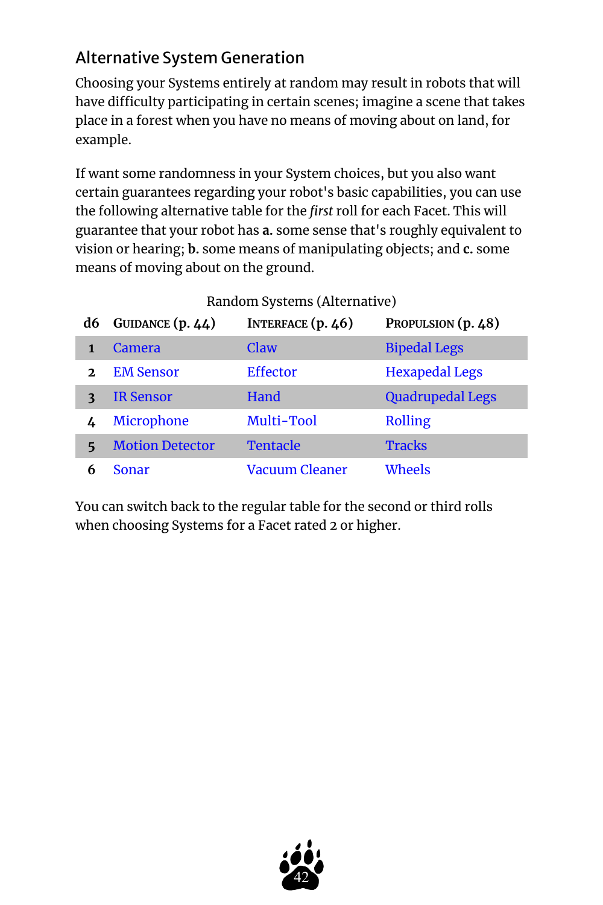## Alternative System Generation

Choosing your Systems entirely at random may result in robots that will have difficulty participating in certain scenes; imagine a scene that takes place in a forest when you have no means of moving about on land, for example.

If want some randomness in your System choices, but you also want certain guarantees regarding your robot's basic capabilities, you can use the following alternative table for the *first* roll for each Facet. This will guarantee that your robot has **a.** some sense that's roughly equivalent to vision or hearing; **b.** some means of manipulating objects; and **c.** some means of moving about on the ground.

Random Systems (Alternative)

| d6 | Guidance (p. 44) | Interface (p. 46) | Propulsion (p. 48) |
|---|---|---|---|
| 1 | Camera | Claw | Bipedal Legs |
| 2 | EM Sensor | Effector | Hexapedal Legs |
| 3 | IR Sensor | Hand | Quadrupedal Legs |
| 4 | Microphone | Multi-Tool | Rolling |
| 5 | Motion Detector | Tentacle | Tracks |
| 6 | Sonar | Vacuum Cleaner | Wheels |

You can switch back to the regular table for the second or third rolls when choosing Systems for a Facet rated 2 or higher.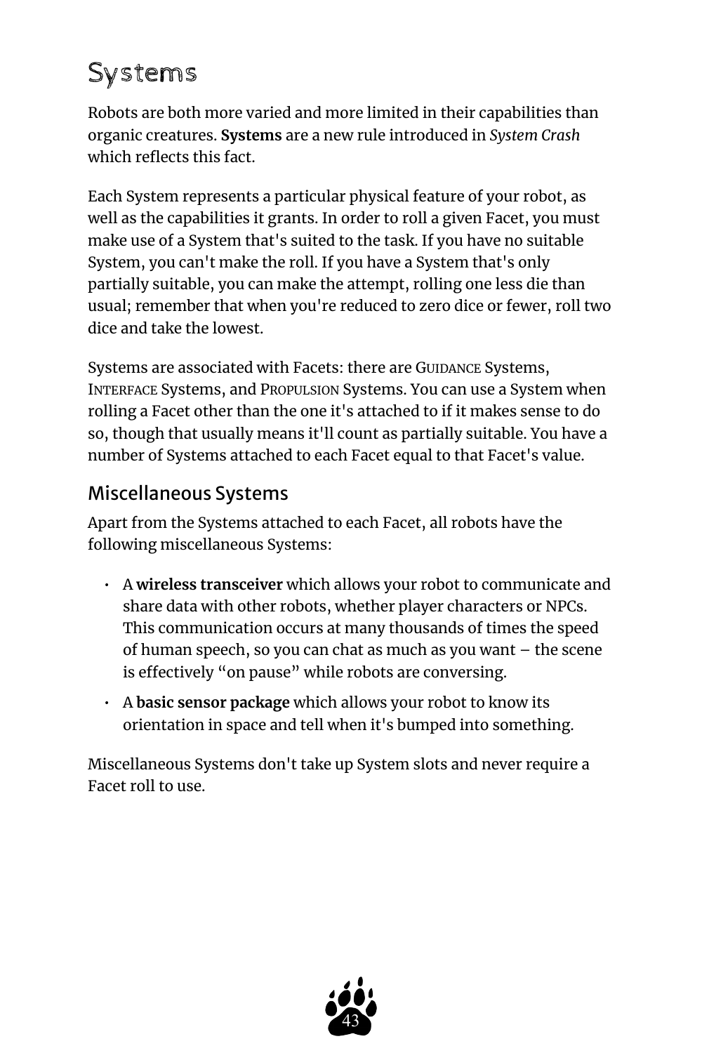# Systems

Robots are both more varied and more limited in their capabilities than organic creatures. **Systems** are a new rule introduced in *System Crash* which reflects this fact.

Each System represents a particular physical feature of your robot, as well as the capabilities it grants. In order to roll a given Facet, you must make use of a System that's suited to the task. If you have no suitable System, you can't make the roll. If you have a System that's only partially suitable, you can make the attempt, rolling one less die than usual; remember that when you're reduced to zero dice or fewer, roll two dice and take the lowest.

Systems are associated with Facets: there are GUIDANCE Systems, INTERFACE Systems, and PROPULSION Systems. You can use a System when rolling a Facet other than the one it's attached to if it makes sense to do so, though that usually means it'll count as partially suitable. You have a number of Systems attached to each Facet equal to that Facet's value.

## Miscellaneous Systems

Apart from the Systems attached to each Facet, all robots have the following miscellaneous Systems:

- A **wireless transceiver** which allows your robot to communicate and share data with other robots, whether player characters or NPCs. This communication occurs at many thousands of times the speed of human speech, so you can chat as much as you want – the scene is effectively "on pause" while robots are conversing.
- A **basic sensor package** which allows your robot to know its orientation in space and tell when it's bumped into something.

Miscellaneous Systems don't take up System slots and never require a Facet roll to use.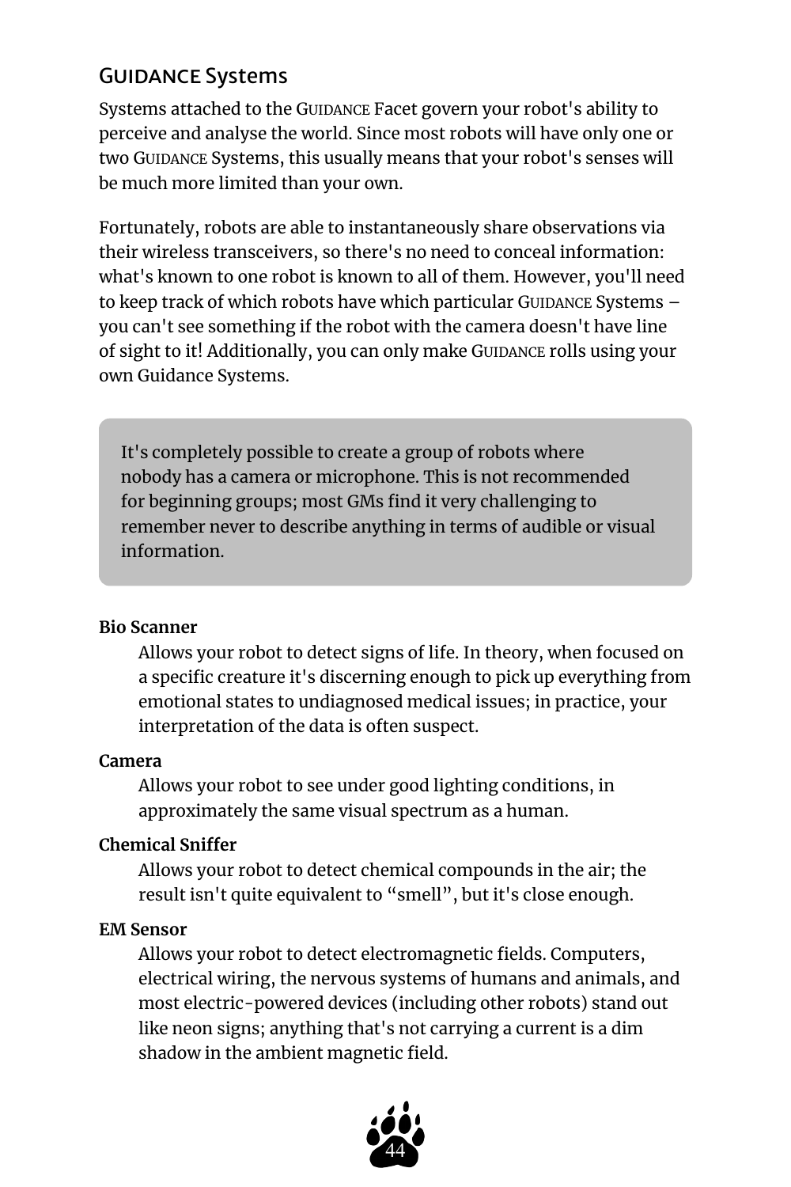## GUIDANCE Systems

Systems attached to the GUIDANCE Facet govern your robot's ability to perceive and analyse the world. Since most robots will have only one or two GUIDANCE Systems, this usually means that your robot's senses will be much more limited than your own.

Fortunately, robots are able to instantaneously share observations via their wireless transceivers, so there's no need to conceal information: what's known to one robot is known to all of them. However, you'll need to keep track of which robots have which particular GUIDANCE Systems – you can't see something if the robot with the camera doesn't have line of sight to it! Additionally, you can only make GUIDANCE rolls using your own Guidance Systems.

> It's completely possible to create a group of robots where nobody has a camera or microphone. This is not recommended for beginning groups; most GMs find it very challenging to remember never to describe anything in terms of audible or visual information.

**Bio Scanner**

Allows your robot to detect signs of life. In theory, when focused on a specific creature it's discerning enough to pick up everything from emotional states to undiagnosed medical issues; in practice, your interpretation of the data is often suspect.

**Camera**

Allows your robot to see under good lighting conditions, in approximately the same visual spectrum as a human.

**Chemical Sniffer**

Allows your robot to detect chemical compounds in the air; the result isn't quite equivalent to "smell", but it's close enough.

**EM Sensor**

Allows your robot to detect electromagnetic fields. Computers, electrical wiring, the nervous systems of humans and animals, and most electric-powered devices (including other robots) stand out like neon signs; anything that's not carrying a current is a dim shadow in the ambient magnetic field.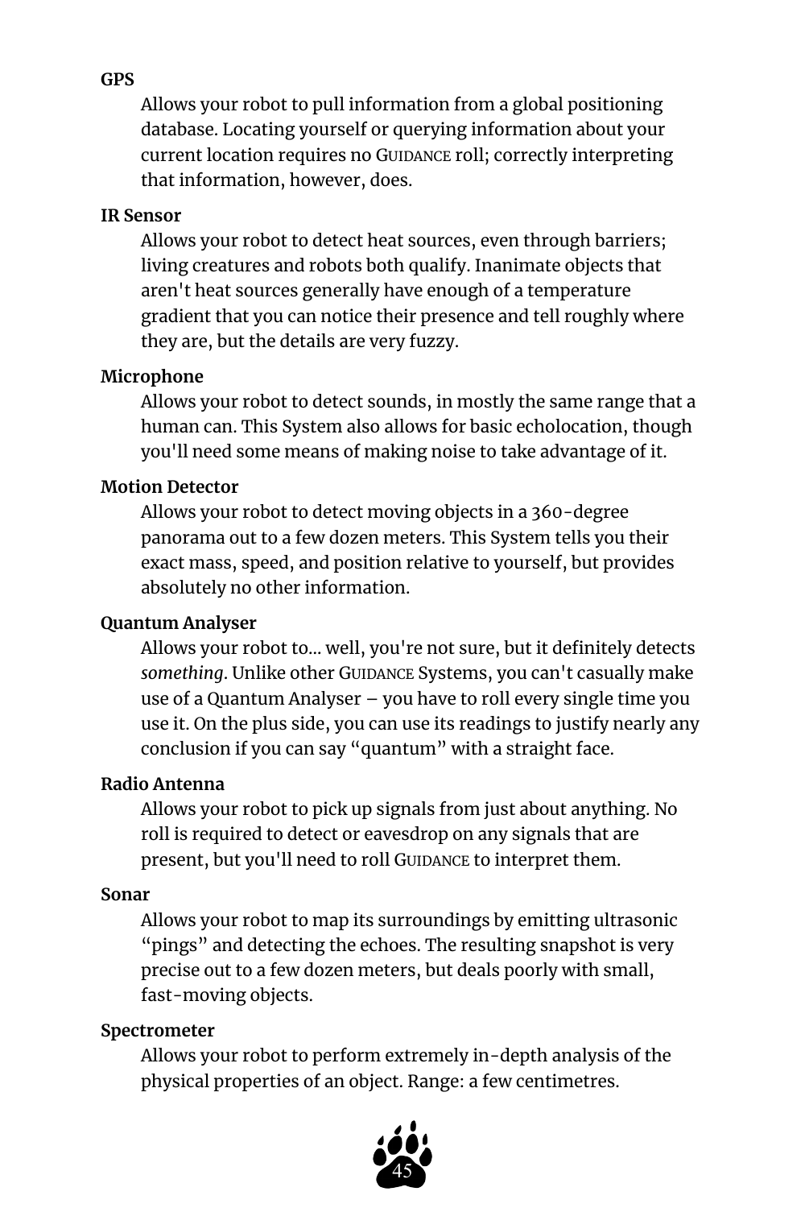**GPS**

Allows your robot to pull information from a global positioning database. Locating yourself or querying information about your current location requires no GUIDANCE roll; correctly interpreting that information, however, does.

**IR Sensor**

Allows your robot to detect heat sources, even through barriers; living creatures and robots both qualify. Inanimate objects that aren't heat sources generally have enough of a temperature gradient that you can notice their presence and tell roughly where they are, but the details are very fuzzy.

**Microphone**

Allows your robot to detect sounds, in mostly the same range that a human can. This System also allows for basic echolocation, though you'll need some means of making noise to take advantage of it.

**Motion Detector**

Allows your robot to detect moving objects in a 360-degree panorama out to a few dozen meters. This System tells you their exact mass, speed, and position relative to yourself, but provides absolutely no other information.

**Quantum Analyser**

Allows your robot to... well, you're not sure, but it definitely detects *something*. Unlike other GUIDANCE Systems, you can't casually make use of a Quantum Analyser – you have to roll every single time you use it. On the plus side, you can use its readings to justify nearly any conclusion if you can say "quantum" with a straight face.

**Radio Antenna**

Allows your robot to pick up signals from just about anything. No roll is required to detect or eavesdrop on any signals that are present, but you'll need to roll GUIDANCE to interpret them.

**Sonar**

Allows your robot to map its surroundings by emitting ultrasonic "pings" and detecting the echoes. The resulting snapshot is very precise out to a few dozen meters, but deals poorly with small, fast-moving objects.

**Spectrometer**

Allows your robot to perform extremely in-depth analysis of the physical properties of an object. Range: a few centimetres.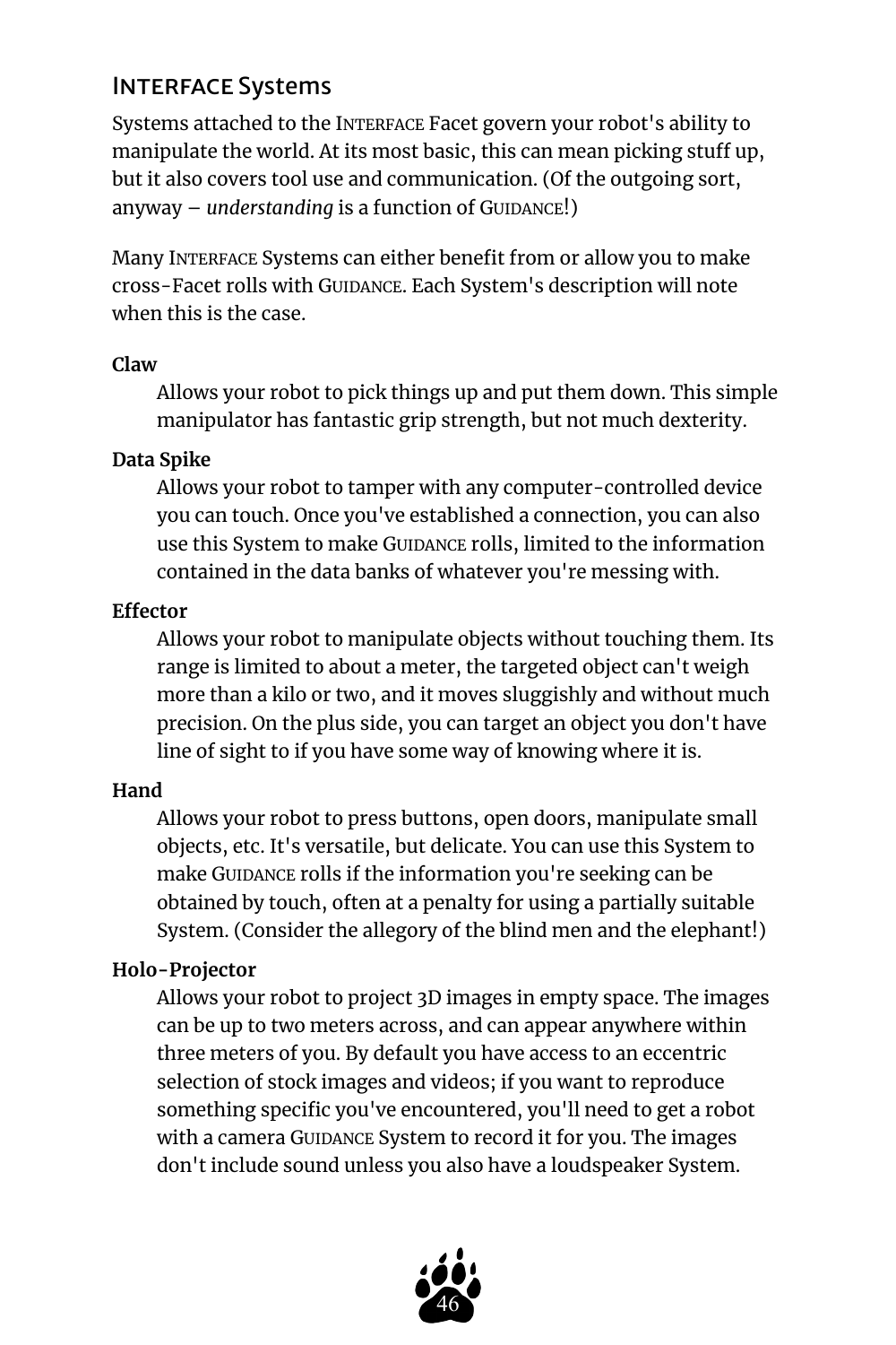## INTERFACE Systems

Systems attached to the INTERFACE Facet govern your robot's ability to manipulate the world. At its most basic, this can mean picking stuff up, but it also covers tool use and communication. (Of the outgoing sort, anyway – *understanding* is a function of GUIDANCE!)

Many INTERFACE Systems can either benefit from or allow you to make cross-Facet rolls with GUIDANCE. Each System's description will note when this is the case.

**Claw**

Allows your robot to pick things up and put them down. This simple manipulator has fantastic grip strength, but not much dexterity.

**Data Spike**

Allows your robot to tamper with any computer-controlled device you can touch. Once you've established a connection, you can also use this System to make GUIDANCE rolls, limited to the information contained in the data banks of whatever you're messing with.

**Effector**

Allows your robot to manipulate objects without touching them. Its range is limited to about a meter, the targeted object can't weigh more than a kilo or two, and it moves sluggishly and without much precision. On the plus side, you can target an object you don't have line of sight to if you have some way of knowing where it is.

**Hand**

Allows your robot to press buttons, open doors, manipulate small objects, etc. It's versatile, but delicate. You can use this System to make GUIDANCE rolls if the information you're seeking can be obtained by touch, often at a penalty for using a partially suitable System. (Consider the allegory of the blind men and the elephant!)

**Holo-Projector**

Allows your robot to project 3D images in empty space. The images can be up to two meters across, and can appear anywhere within three meters of you. By default you have access to an eccentric selection of stock images and videos; if you want to reproduce something specific you've encountered, you'll need to get a robot with a camera GUIDANCE System to record it for you. The images don't include sound unless you also have a loudspeaker System.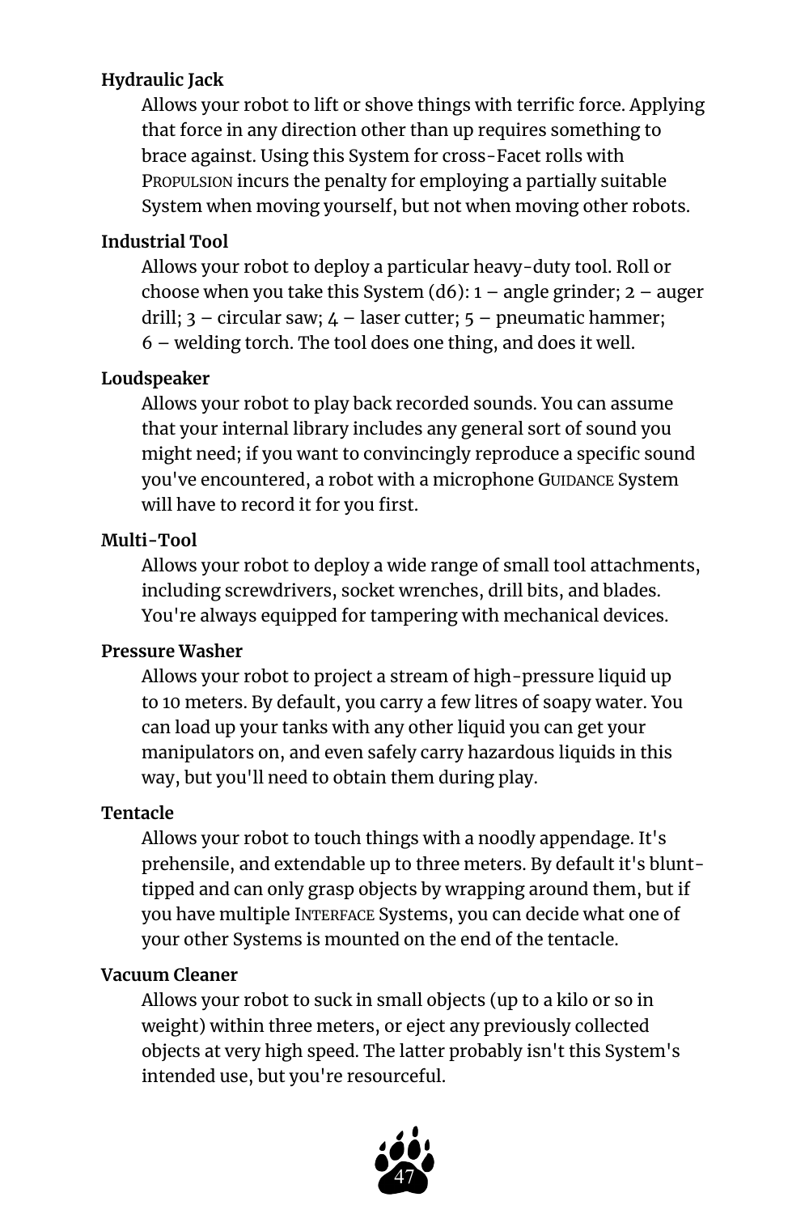**Hydraulic Jack**

Allows your robot to lift or shove things with terrific force. Applying that force in any direction other than up requires something to brace against. Using this System for cross-Facet rolls with PROPULSION incurs the penalty for employing a partially suitable System when moving yourself, but not when moving other robots.

**Industrial Tool**

Allows your robot to deploy a particular heavy-duty tool. Roll or choose when you take this System (d6): 1 – angle grinder; 2 – auger drill; 3 – circular saw; 4 – laser cutter; 5 – pneumatic hammer; 6 – welding torch. The tool does one thing, and does it well.

**Loudspeaker**

Allows your robot to play back recorded sounds. You can assume that your internal library includes any general sort of sound you might need; if you want to convincingly reproduce a specific sound you've encountered, a robot with a microphone GUIDANCE System will have to record it for you first.

**Multi-Tool**

Allows your robot to deploy a wide range of small tool attachments, including screwdrivers, socket wrenches, drill bits, and blades. You're always equipped for tampering with mechanical devices.

**Pressure Washer**

Allows your robot to project a stream of high-pressure liquid up to 10 meters. By default, you carry a few litres of soapy water. You can load up your tanks with any other liquid you can get your manipulators on, and even safely carry hazardous liquids in this way, but you'll need to obtain them during play.

**Tentacle**

Allows your robot to touch things with a noodly appendage. It's prehensile, and extendable up to three meters. By default it's blunt-tipped and can only grasp objects by wrapping around them, but if you have multiple INTERFACE Systems, you can decide what one of your other Systems is mounted on the end of the tentacle.

**Vacuum Cleaner**

Allows your robot to suck in small objects (up to a kilo or so in weight) within three meters, or eject any previously collected objects at very high speed. The latter probably isn't this System's intended use, but you're resourceful.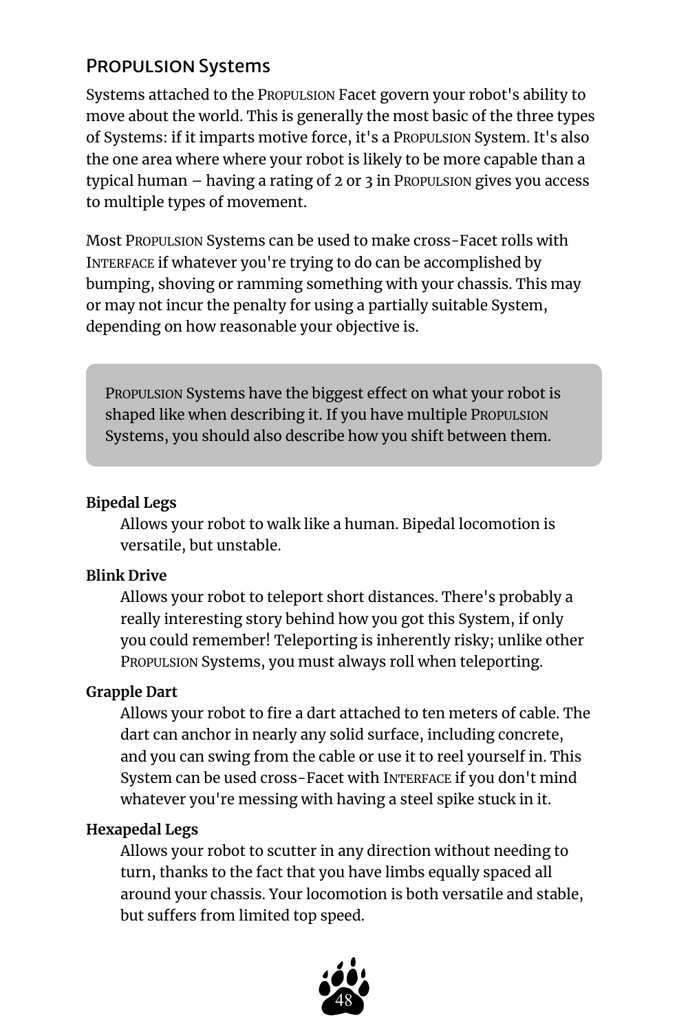## PROPULSION Systems

Systems attached to the PROPULSION Facet govern your robot's ability to move about the world. This is generally the most basic of the three types of Systems: if it imparts motive force, it's a PROPULSION System. It's also the one area where where your robot is likely to be more capable than a typical human – having a rating of 2 or 3 in PROPULSION gives you access to multiple types of movement.

Most PROPULSION Systems can be used to make cross-Facet rolls with INTERFACE if whatever you're trying to do can be accomplished by bumping, shoving or ramming something with your chassis. This may or may not incur the penalty for using a partially suitable System, depending on how reasonable your objective is.

> PROPULSION Systems have the biggest effect on what your robot is shaped like when describing it. If you have multiple PROPULSION Systems, you should also describe how you shift between them.

**Bipedal Legs**
: Allows your robot to walk like a human. Bipedal locomotion is versatile, but unstable.

**Blink Drive**
: Allows your robot to teleport short distances. There's probably a really interesting story behind how you got this System, if only you could remember! Teleporting is inherently risky; unlike other PROPULSION Systems, you must always roll when teleporting.

**Grapple Dart**
: Allows your robot to fire a dart attached to ten meters of cable. The dart can anchor in nearly any solid surface, including concrete, and you can swing from the cable or use it to reel yourself in. This System can be used cross-Facet with INTERFACE if you don't mind whatever you're messing with having a steel spike stuck in it.

**Hexapedal Legs**
: Allows your robot to scutter in any direction without needing to turn, thanks to the fact that you have limbs equally spaced all around your chassis. Your locomotion is both versatile and stable, but suffers from limited top speed.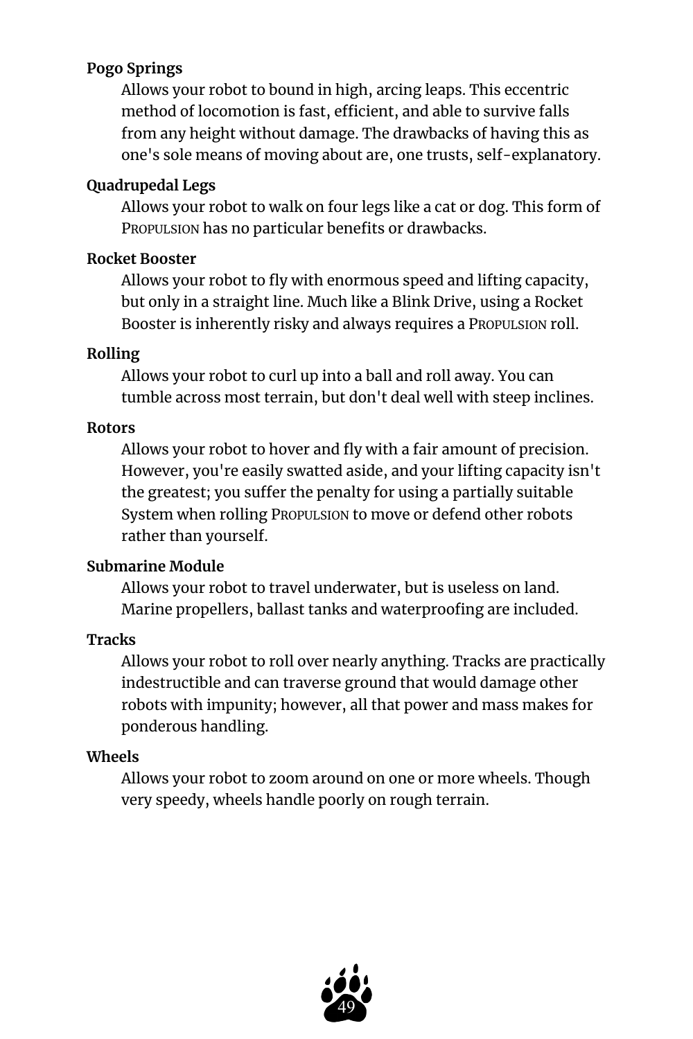**Pogo Springs**

Allows your robot to bound in high, arcing leaps. This eccentric method of locomotion is fast, efficient, and able to survive falls from any height without damage. The drawbacks of having this as one's sole means of moving about are, one trusts, self-explanatory.

**Quadrupedal Legs**

Allows your robot to walk on four legs like a cat or dog. This form of PROPULSION has no particular benefits or drawbacks.

**Rocket Booster**

Allows your robot to fly with enormous speed and lifting capacity, but only in a straight line. Much like a Blink Drive, using a Rocket Booster is inherently risky and always requires a PROPULSION roll.

**Rolling**

Allows your robot to curl up into a ball and roll away. You can tumble across most terrain, but don't deal well with steep inclines.

**Rotors**

Allows your robot to hover and fly with a fair amount of precision. However, you're easily swatted aside, and your lifting capacity isn't the greatest; you suffer the penalty for using a partially suitable System when rolling PROPULSION to move or defend other robots rather than yourself.

**Submarine Module**

Allows your robot to travel underwater, but is useless on land. Marine propellers, ballast tanks and waterproofing are included.

**Tracks**

Allows your robot to roll over nearly anything. Tracks are practically indestructible and can traverse ground that would damage other robots with impunity; however, all that power and mass makes for ponderous handling.

**Wheels**

Allows your robot to zoom around on one or more wheels. Though very speedy, wheels handle poorly on rough terrain.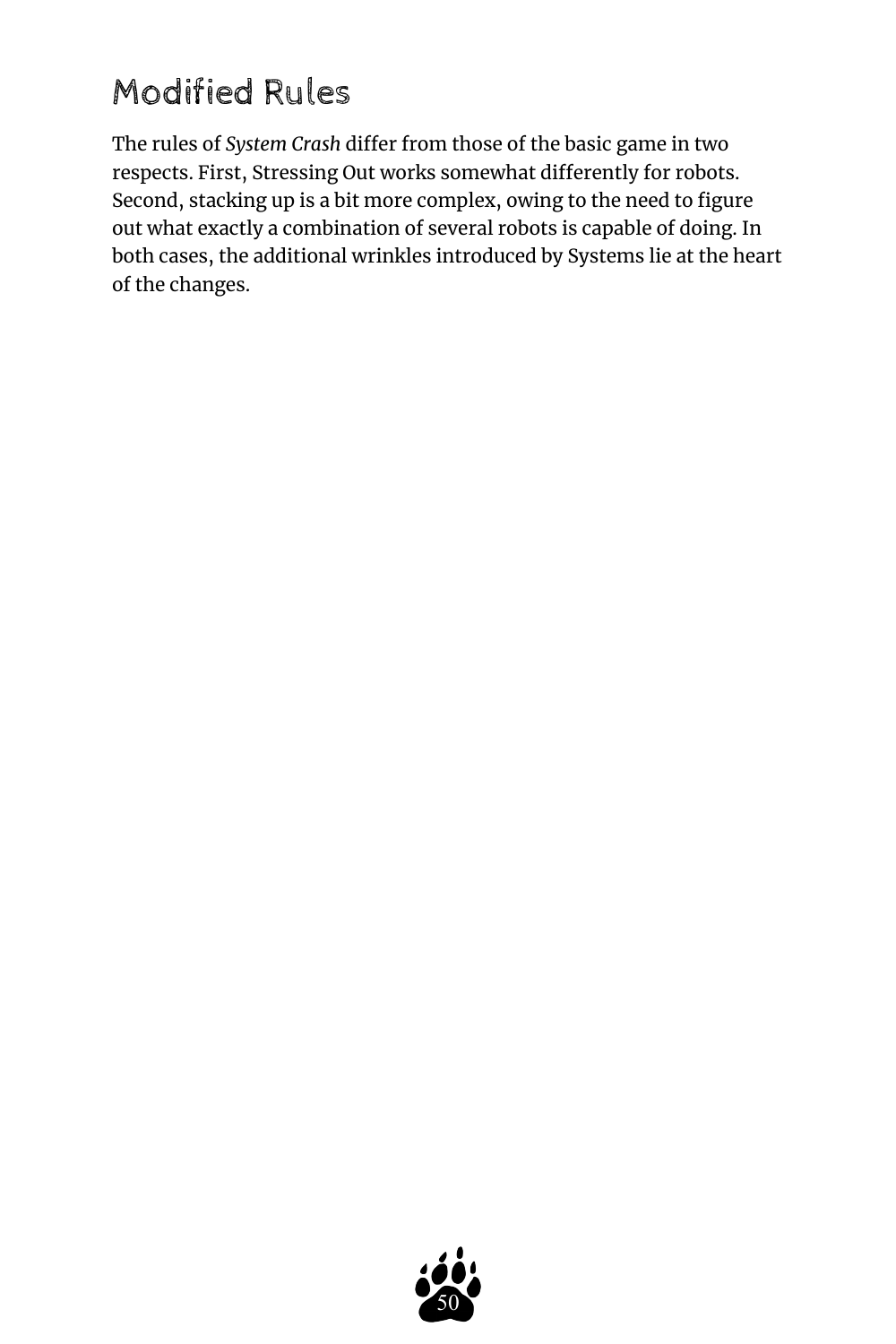## Modified Rules

The rules of *System Crash* differ from those of the basic game in two respects. First, Stressing Out works somewhat differently for robots. Second, stacking up is a bit more complex, owing to the need to figure out what exactly a combination of several robots is capable of doing. In both cases, the additional wrinkles introduced by Systems lie at the heart of the changes.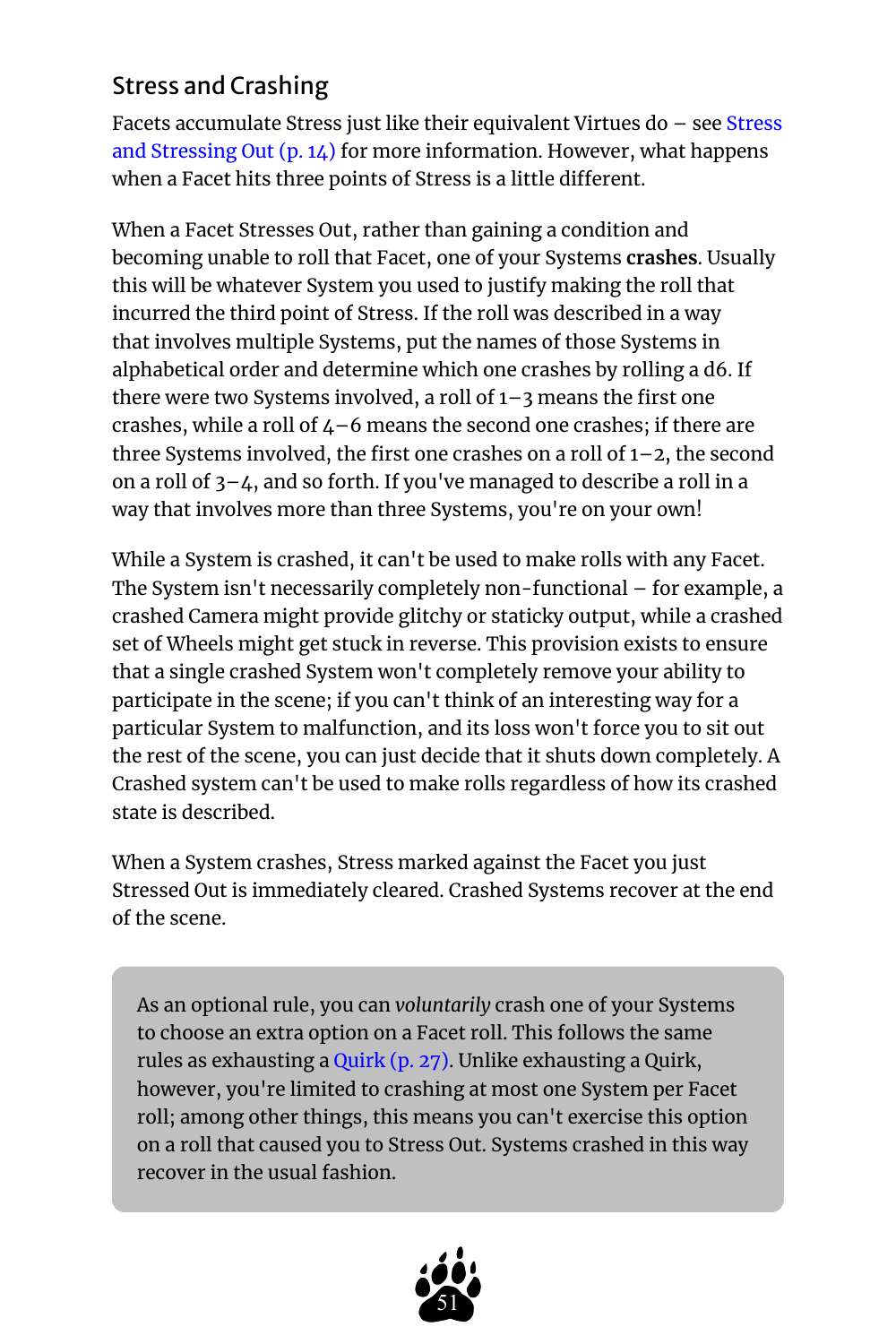## Stress and Crashing

Facets accumulate Stress just like their equivalent Virtues do – see Stress and Stressing Out (p. 14) for more information. However, what happens when a Facet hits three points of Stress is a little different.

When a Facet Stresses Out, rather than gaining a condition and becoming unable to roll that Facet, one of your Systems **crashes**. Usually this will be whatever System you used to justify making the roll that incurred the third point of Stress. If the roll was described in a way that involves multiple Systems, put the names of those Systems in alphabetical order and determine which one crashes by rolling a d6. If there were two Systems involved, a roll of 1–3 means the first one crashes, while a roll of 4–6 means the second one crashes; if there are three Systems involved, the first one crashes on a roll of 1–2, the second on a roll of 3–4, and so forth. If you've managed to describe a roll in a way that involves more than three Systems, you're on your own!

While a System is crashed, it can't be used to make rolls with any Facet. The System isn't necessarily completely non-functional – for example, a crashed Camera might provide glitchy or staticky output, while a crashed set of Wheels might get stuck in reverse. This provision exists to ensure that a single crashed System won't completely remove your ability to participate in the scene; if you can't think of an interesting way for a particular System to malfunction, and its loss won't force you to sit out the rest of the scene, you can just decide that it shuts down completely. A Crashed system can't be used to make rolls regardless of how its crashed state is described.

When a System crashes, Stress marked against the Facet you just Stressed Out is immediately cleared. Crashed Systems recover at the end of the scene.

> As an optional rule, you can *voluntarily* crash one of your Systems to choose an extra option on a Facet roll. This follows the same rules as exhausting a Quirk (p. 27). Unlike exhausting a Quirk, however, you're limited to crashing at most one System per Facet roll; among other things, this means you can't exercise this option on a roll that caused you to Stress Out. Systems crashed in this way recover in the usual fashion.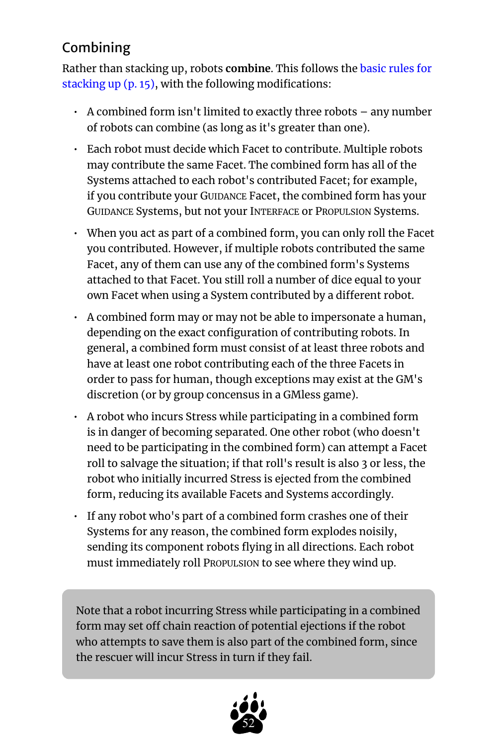## Combining

Rather than stacking up, robots **combine**. This follows the basic rules for stacking up (p. 15), with the following modifications:

- A combined form isn't limited to exactly three robots – any number of robots can combine (as long as it's greater than one).
- Each robot must decide which Facet to contribute. Multiple robots may contribute the same Facet. The combined form has all of the Systems attached to each robot's contributed Facet; for example, if you contribute your Guidance Facet, the combined form has your Guidance Systems, but not your Interface or Propulsion Systems.
- When you act as part of a combined form, you can only roll the Facet you contributed. However, if multiple robots contributed the same Facet, any of them can use any of the combined form's Systems attached to that Facet. You still roll a number of dice equal to your own Facet when using a System contributed by a different robot.
- A combined form may or may not be able to impersonate a human, depending on the exact configuration of contributing robots. In general, a combined form must consist of at least three robots and have at least one robot contributing each of the three Facets in order to pass for human, though exceptions may exist at the GM's discretion (or by group concensus in a GMless game).
- A robot who incurs Stress while participating in a combined form is in danger of becoming separated. One other robot (who doesn't need to be participating in the combined form) can attempt a Facet roll to salvage the situation; if that roll's result is also 3 or less, the robot who initially incurred Stress is ejected from the combined form, reducing its available Facets and Systems accordingly.
- If any robot who's part of a combined form crashes one of their Systems for any reason, the combined form explodes noisily, sending its component robots flying in all directions. Each robot must immediately roll Propulsion to see where they wind up.

> Note that a robot incurring Stress while participating in a combined form may set off chain reaction of potential ejections if the robot who attempts to save them is also part of the combined form, since the rescuer will incur Stress in turn if they fail.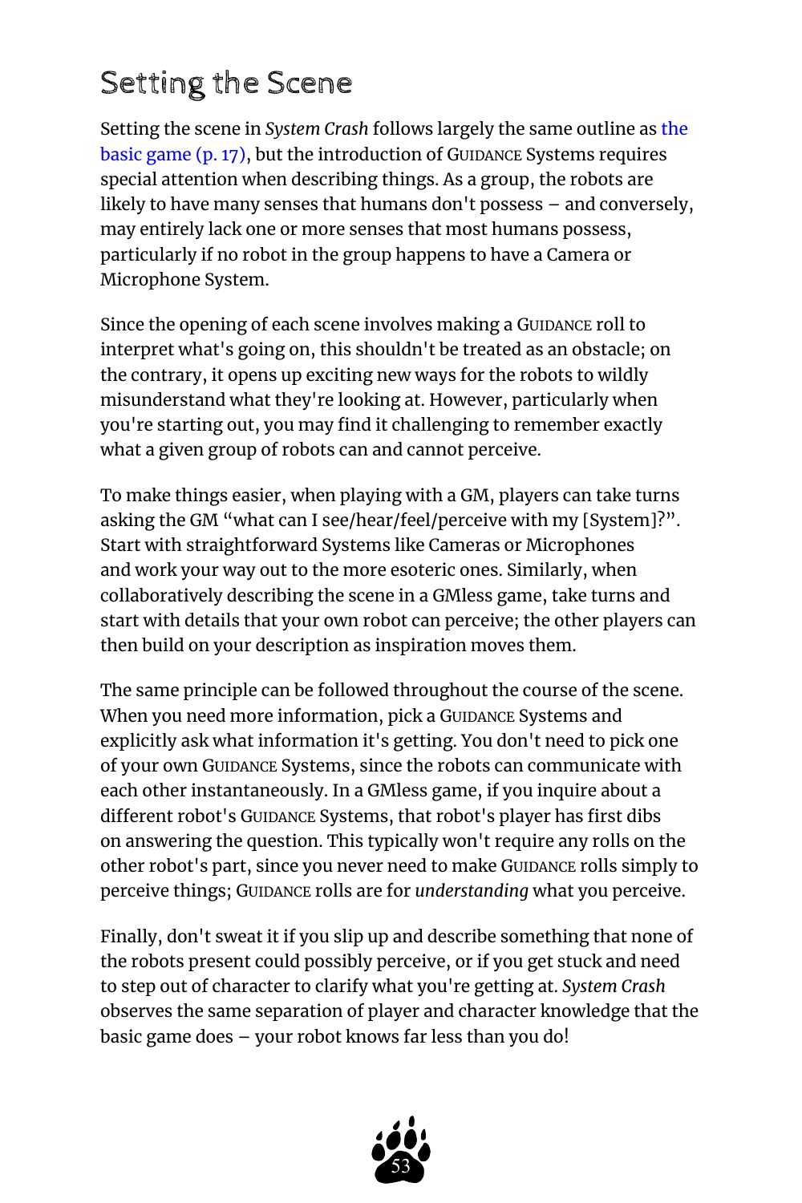# Setting the Scene

Setting the scene in *System Crash* follows largely the same outline as the basic game (p. 17), but the introduction of GUIDANCE Systems requires special attention when describing things. As a group, the robots are likely to have many senses that humans don't possess – and conversely, may entirely lack one or more senses that most humans possess, particularly if no robot in the group happens to have a Camera or Microphone System.

Since the opening of each scene involves making a GUIDANCE roll to interpret what's going on, this shouldn't be treated as an obstacle; on the contrary, it opens up exciting new ways for the robots to wildly misunderstand what they're looking at. However, particularly when you're starting out, you may find it challenging to remember exactly what a given group of robots can and cannot perceive.

To make things easier, when playing with a GM, players can take turns asking the GM "what can I see/hear/feel/perceive with my [System]?". Start with straightforward Systems like Cameras or Microphones and work your way out to the more esoteric ones. Similarly, when collaboratively describing the scene in a GMless game, take turns and start with details that your own robot can perceive; the other players can then build on your description as inspiration moves them.

The same principle can be followed throughout the course of the scene. When you need more information, pick a GUIDANCE Systems and explicitly ask what information it's getting. You don't need to pick one of your own GUIDANCE Systems, since the robots can communicate with each other instantaneously. In a GMless game, if you inquire about a different robot's GUIDANCE Systems, that robot's player has first dibs on answering the question. This typically won't require any rolls on the other robot's part, since you never need to make GUIDANCE rolls simply to perceive things; GUIDANCE rolls are for *understanding* what you perceive.

Finally, don't sweat it if you slip up and describe something that none of the robots present could possibly perceive, or if you get stuck and need to step out of character to clarify what you're getting at. *System Crash* observes the same separation of player and character knowledge that the basic game does – your robot knows far less than you do!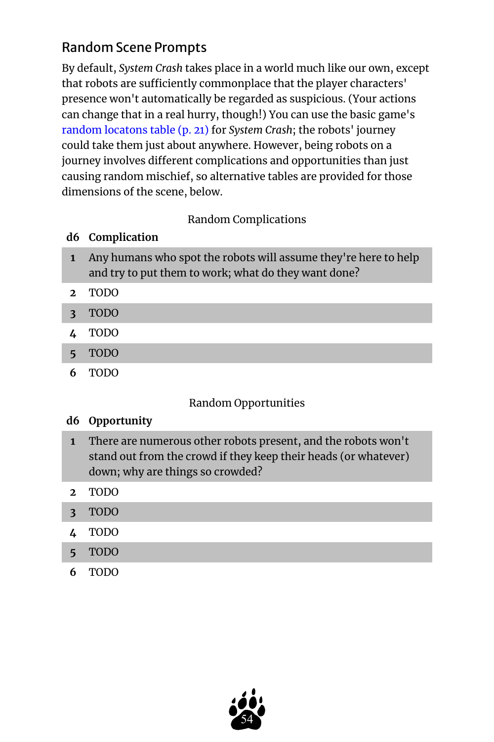## Random Scene Prompts

By default, *System Crash* takes place in a world much like our own, except that robots are sufficiently commonplace that the player characters' presence won't automatically be regarded as suspicious. (Your actions can change that in a real hurry, though!) You can use the basic game's random locatons table (p. 21) for *System Crash*; the robots' journey could take them just about anywhere. However, being robots on a journey involves different complications and opportunities than just causing random mischief, so alternative tables are provided for those dimensions of the scene, below.

Random Complications

| d6 | Complication |
|---|---|
| 1 | Any humans who spot the robots will assume they're here to help and try to put them to work; what do they want done? |
| 2 | TODO |
| 3 | TODO |
| 4 | TODO |
| 5 | TODO |
| 6 | TODO |

Random Opportunities

| d6 | Opportunity |
|---|---|
| 1 | There are numerous other robots present, and the robots won't stand out from the crowd if they keep their heads (or whatever) down; why are things so crowded? |
| 2 | TODO |
| 3 | TODO |
| 4 | TODO |
| 5 | TODO |
| 6 | TODO |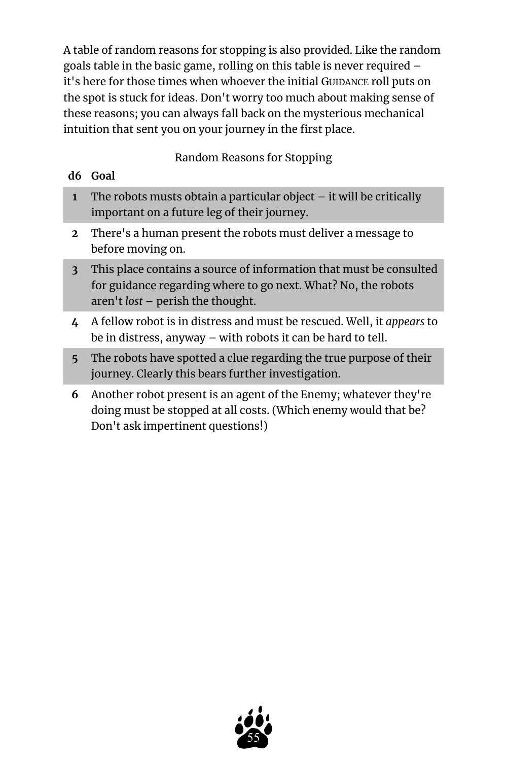A table of random reasons for stopping is also provided. Like the random goals table in the basic game, rolling on this table is never required – it's here for those times when whoever the initial GUIDANCE roll puts on the spot is stuck for ideas. Don't worry too much about making sense of these reasons; you can always fall back on the mysterious mechanical intuition that sent you on your journey in the first place.

Random Reasons for Stopping

| d6 | Goal |
|---|---|
| 1 | The robots musts obtain a particular object – it will be critically important on a future leg of their journey. |
| 2 | There's a human present the robots must deliver a message to before moving on. |
| 3 | This place contains a source of information that must be consulted for guidance regarding where to go next. What? No, the robots aren't *lost* – perish the thought. |
| 4 | A fellow robot is in distress and must be rescued. Well, it *appears* to be in distress, anyway – with robots it can be hard to tell. |
| 5 | The robots have spotted a clue regarding the true purpose of their journey. Clearly this bears further investigation. |
| 6 | Another robot present is an agent of the Enemy; whatever they're doing must be stopped at all costs. (Which enemy would that be? Don't ask impertinent questions!) |